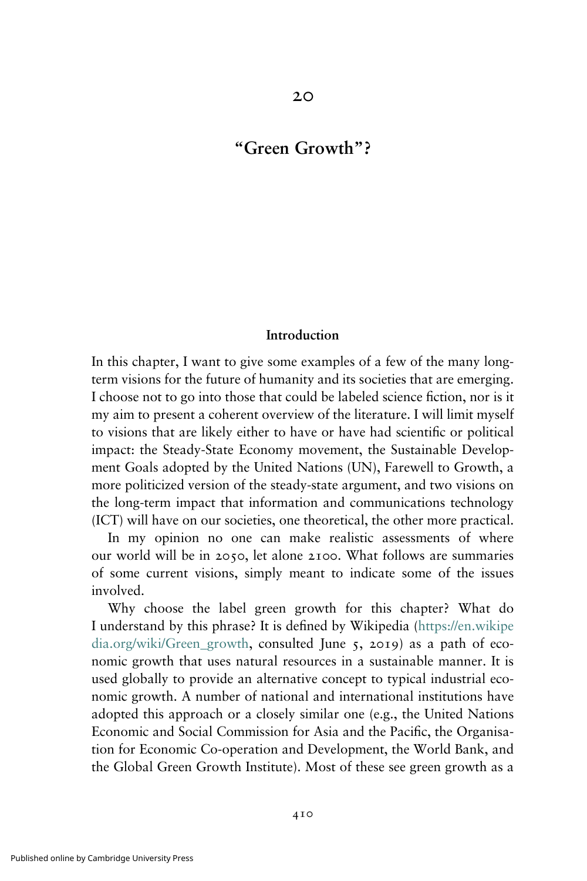# 20

# "Green Growth"?

## Introduction

In this chapter, I want to give some examples of a few of the many long-term visions for the future of humanity and its societies that are emerging. I choose not to go into those that could be labeled science fiction, nor is it my aim to present a coherent overview of the literature. I will limit myself to visions that are likely either to have or have had scientific or political impact: the Steady-State Economy movement, the Sustainable Development Goals adopted by the United Nations (UN), Farewell to Growth, a more politicized version of the steady-state argument, and two visions on the long-term impact that information and communications technology (ICT) will have on our societies, one theoretical, the other more practical.

In my opinion no one can make realistic assessments of where our world will be in 2050, let alone 2100. What follows are summaries of some current visions, simply meant to indicate some of the issues involved.

Why choose the label green growth for this chapter? What do I understand by this phrase? It is defined by Wikipedia (https://en.wikipedia.org/wiki/Green_growth, consulted June 5, 2019) as a path of economic growth that uses natural resources in a sustainable manner. It is used globally to provide an alternative concept to typical industrial economic growth. A number of national and international institutions have adopted this approach or a closely similar one (e.g., the United Nations Economic and Social Commission for Asia and the Pacific, the Organisation for Economic Co-operation and Development, the World Bank, and the Global Green Growth Institute). Most of these see green growth as a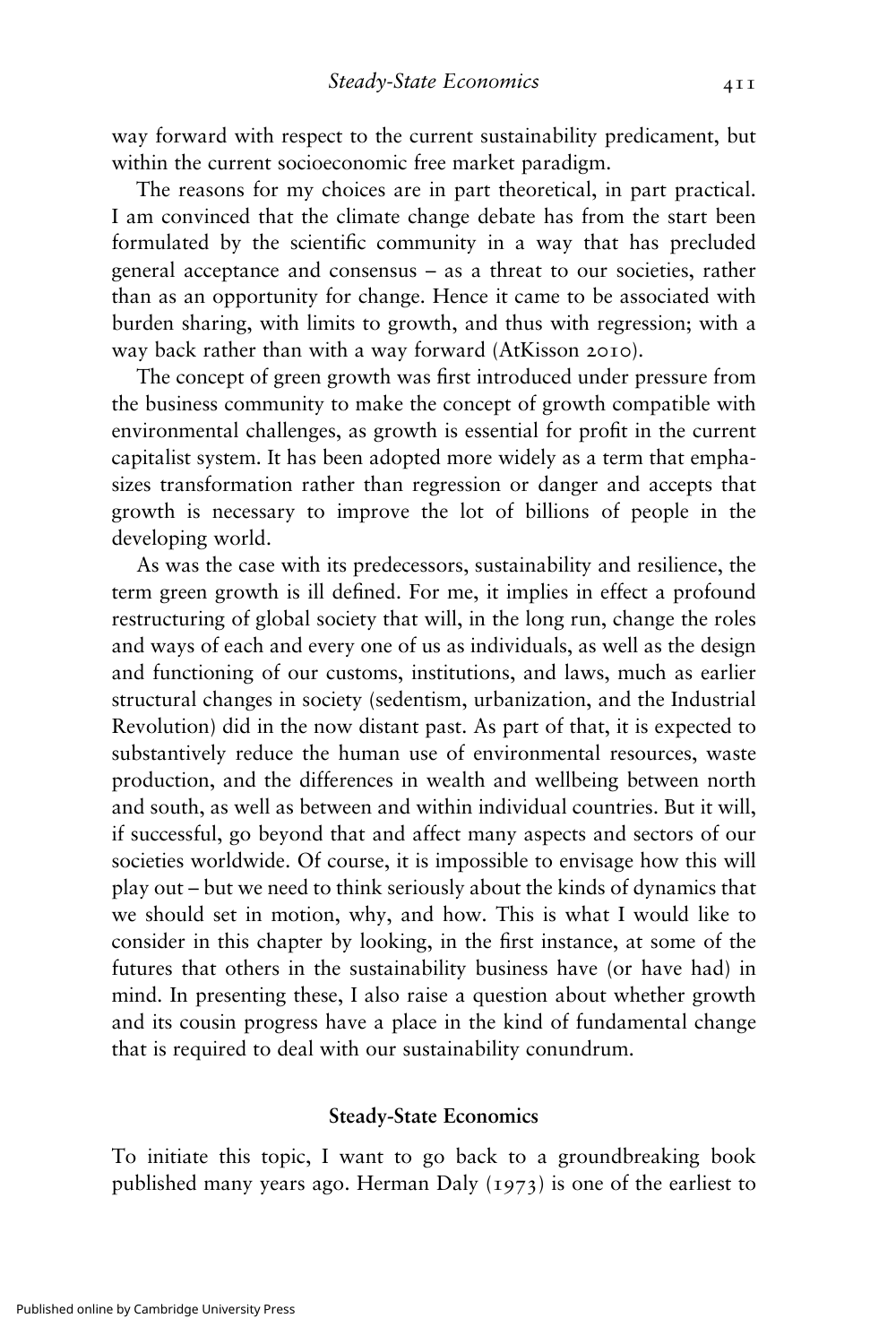way forward with respect to the current sustainability predicament, but within the current socioeconomic free market paradigm.

The reasons for my choices are in part theoretical, in part practical. I am convinced that the climate change debate has from the start been formulated by the scientific community in a way that has precluded general acceptance and consensus – as a threat to our societies, rather than as an opportunity for change. Hence it came to be associated with burden sharing, with limits to growth, and thus with regression; with a way back rather than with a way forward (AtKisson 2010).

The concept of green growth was first introduced under pressure from the business community to make the concept of growth compatible with environmental challenges, as growth is essential for profit in the current capitalist system. It has been adopted more widely as a term that emphasizes transformation rather than regression or danger and accepts that growth is necessary to improve the lot of billions of people in the developing world.

As was the case with its predecessors, sustainability and resilience, the term green growth is ill defined. For me, it implies in effect a profound restructuring of global society that will, in the long run, change the roles and ways of each and every one of us as individuals, as well as the design and functioning of our customs, institutions, and laws, much as earlier structural changes in society (sedentism, urbanization, and the Industrial Revolution) did in the now distant past. As part of that, it is expected to substantively reduce the human use of environmental resources, waste production, and the differences in wealth and wellbeing between north and south, as well as between and within individual countries. But it will, if successful, go beyond that and affect many aspects and sectors of our societies worldwide. Of course, it is impossible to envisage how this will play out – but we need to think seriously about the kinds of dynamics that we should set in motion, why, and how. This is what I would like to consider in this chapter by looking, in the first instance, at some of the futures that others in the sustainability business have (or have had) in mind. In presenting these, I also raise a question about whether growth and its cousin progress have a place in the kind of fundamental change that is required to deal with our sustainability conundrum.

## Steady-State Economics

To initiate this topic, I want to go back to a groundbreaking book published many years ago. Herman Daly (1973) is one of the earliest to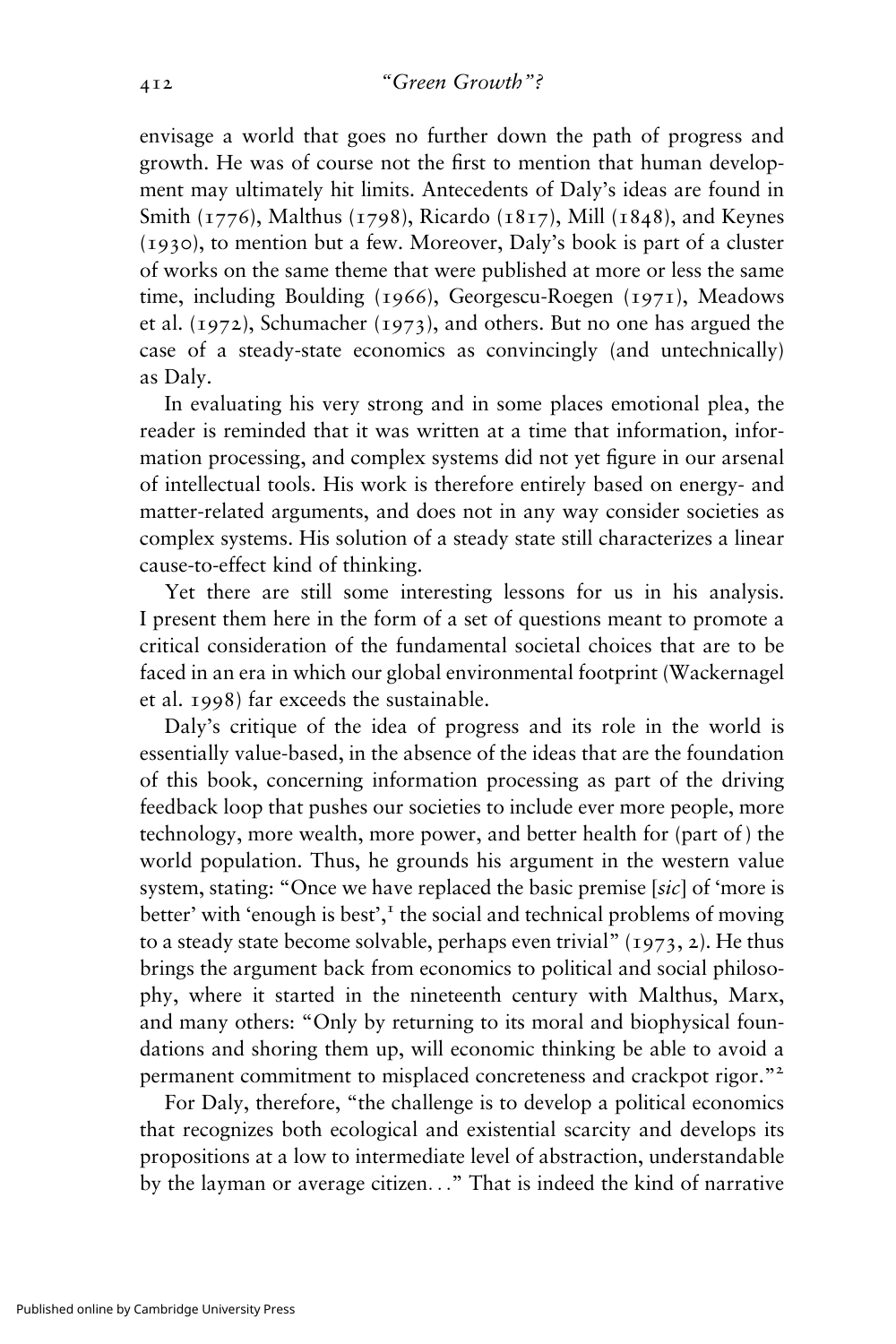envisage a world that goes no further down the path of progress and growth. He was of course not the first to mention that human development may ultimately hit limits. Antecedents of Daly's ideas are found in Smith (1776), Malthus (1798), Ricardo (1817), Mill (1848), and Keynes (1930), to mention but a few. Moreover, Daly's book is part of a cluster of works on the same theme that were published at more or less the same time, including Boulding (1966), Georgescu-Roegen (1971), Meadows et al. (1972), Schumacher (1973), and others. But no one has argued the case of a steady-state economics as convincingly (and untechnically) as Daly.

In evaluating his very strong and in some places emotional plea, the reader is reminded that it was written at a time that information, information processing, and complex systems did not yet figure in our arsenal of intellectual tools. His work is therefore entirely based on energy- and matter-related arguments, and does not in any way consider societies as complex systems. His solution of a steady state still characterizes a linear cause-to-effect kind of thinking.

Yet there are still some interesting lessons for us in his analysis. I present them here in the form of a set of questions meant to promote a critical consideration of the fundamental societal choices that are to be faced in an era in which our global environmental footprint (Wackernagel et al. 1998) far exceeds the sustainable.

Daly's critique of the idea of progress and its role in the world is essentially value-based, in the absence of the ideas that are the foundation of this book, concerning information processing as part of the driving feedback loop that pushes our societies to include ever more people, more technology, more wealth, more power, and better health for (part of) the world population. Thus, he grounds his argument in the western value system, stating: "Once we have replaced the basic premise [*sic*] of 'more is better' with 'enough is best',[1] the social and technical problems of moving to a steady state become solvable, perhaps even trivial" (1973, 2). He thus brings the argument back from economics to political and social philosophy, where it started in the nineteenth century with Malthus, Marx, and many others: "Only by returning to its moral and biophysical foundations and shoring them up, will economic thinking be able to avoid a permanent commitment to misplaced concreteness and crackpot rigor."[2]

For Daly, therefore, "the challenge is to develop a political economics that recognizes both ecological and existential scarcity and develops its propositions at a low to intermediate level of abstraction, understandable by the layman or average citizen..." That is indeed the kind of narrative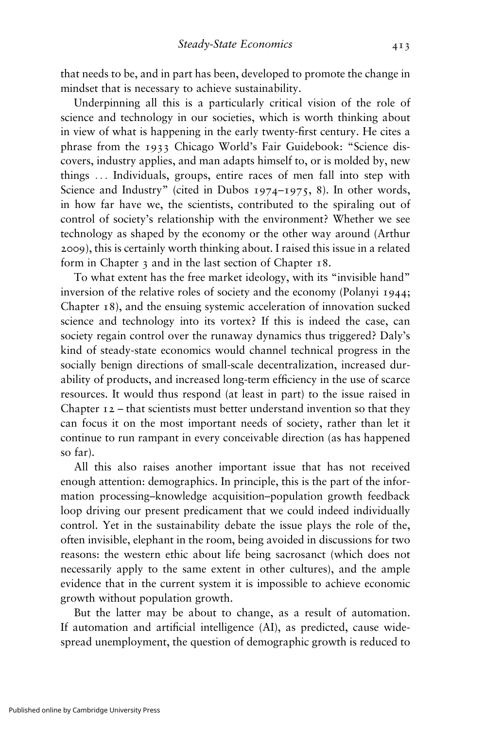that needs to be, and in part has been, developed to promote the change in mindset that is necessary to achieve sustainability.

Underpinning all this is a particularly critical vision of the role of science and technology in our societies, which is worth thinking about in view of what is happening in the early twenty-first century. He cites a phrase from the 1933 Chicago World's Fair Guidebook: "Science discovers, industry applies, and man adapts himself to, or is molded by, new things ... Individuals, groups, entire races of men fall into step with Science and Industry" (cited in Dubos 1974–1975, 8). In other words, in how far have we, the scientists, contributed to the spiraling out of control of society's relationship with the environment? Whether we see technology as shaped by the economy or the other way around (Arthur 2009), this is certainly worth thinking about. I raised this issue in a related form in Chapter 3 and in the last section of Chapter 18.

To what extent has the free market ideology, with its "invisible hand" inversion of the relative roles of society and the economy (Polanyi 1944; Chapter 18), and the ensuing systemic acceleration of innovation sucked science and technology into its vortex? If this is indeed the case, can society regain control over the runaway dynamics thus triggered? Daly's kind of steady-state economics would channel technical progress in the socially benign directions of small-scale decentralization, increased durability of products, and increased long-term efficiency in the use of scarce resources. It would thus respond (at least in part) to the issue raised in Chapter 12 – that scientists must better understand invention so that they can focus it on the most important needs of society, rather than let it continue to run rampant in every conceivable direction (as has happened so far).

All this also raises another important issue that has not received enough attention: demographics. In principle, this is the part of the information processing–knowledge acquisition–population growth feedback loop driving our present predicament that we could indeed individually control. Yet in the sustainability debate the issue plays the role of the, often invisible, elephant in the room, being avoided in discussions for two reasons: the western ethic about life being sacrosanct (which does not necessarily apply to the same extent in other cultures), and the ample evidence that in the current system it is impossible to achieve economic growth without population growth.

But the latter may be about to change, as a result of automation. If automation and artificial intelligence (AI), as predicted, cause widespread unemployment, the question of demographic growth is reduced to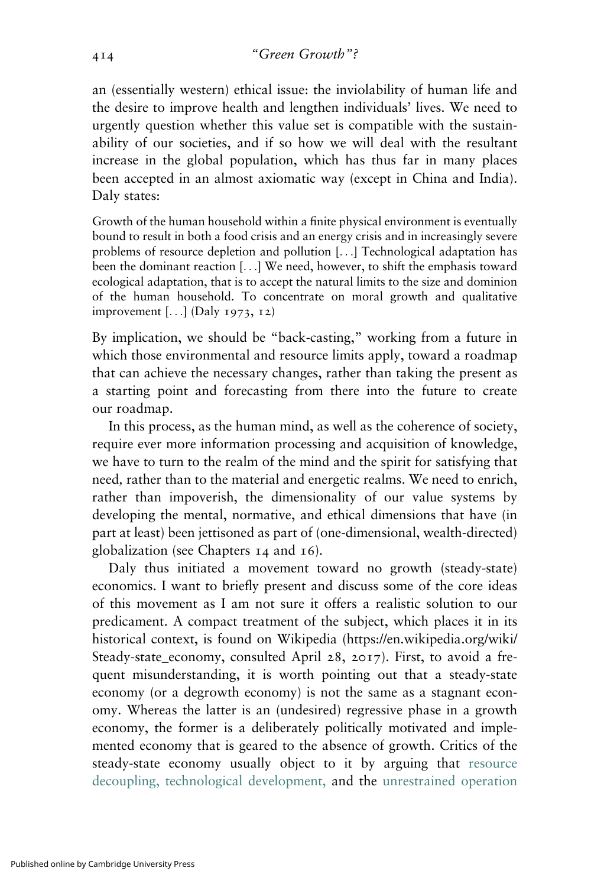an (essentially western) ethical issue: the inviolability of human life and the desire to improve health and lengthen individuals' lives. We need to urgently question whether this value set is compatible with the sustainability of our societies, and if so how we will deal with the resultant increase in the global population, which has thus far in many places been accepted in an almost axiomatic way (except in China and India). Daly states:

> Growth of the human household within a finite physical environment is eventually bound to result in both a food crisis and an energy crisis and in increasingly severe problems of resource depletion and pollution [...] Technological adaptation has been the dominant reaction [...] We need, however, to shift the emphasis toward ecological adaptation, that is to accept the natural limits to the size and dominion of the human household. To concentrate on moral growth and qualitative improvement [...] (Daly 1973, 12)

By implication, we should be "back-casting," working from a future in which those environmental and resource limits apply, toward a roadmap that can achieve the necessary changes, rather than taking the present as a starting point and forecasting from there into the future to create our roadmap.

In this process, as the human mind, as well as the coherence of society, require ever more information processing and acquisition of knowledge, we have to turn to the realm of the mind and the spirit for satisfying that need, rather than to the material and energetic realms. We need to enrich, rather than impoverish, the dimensionality of our value systems by developing the mental, normative, and ethical dimensions that have (in part at least) been jettisoned as part of (one-dimensional, wealth-directed) globalization (see Chapters 14 and 16).

Daly thus initiated a movement toward no growth (steady-state) economics. I want to briefly present and discuss some of the core ideas of this movement as I am not sure it offers a realistic solution to our predicament. A compact treatment of the subject, which places it in its historical context, is found on Wikipedia (https://en.wikipedia.org/wiki/Steady-state_economy, consulted April 28, 2017). First, to avoid a frequent misunderstanding, it is worth pointing out that a steady-state economy (or a degrowth economy) is not the same as a stagnant economy. Whereas the latter is an (undesired) regressive phase in a growth economy, the former is a deliberately politically motivated and implemented economy that is geared to the absence of growth. Critics of the steady-state economy usually object to it by arguing that resource decoupling, technological development, and the unrestrained operation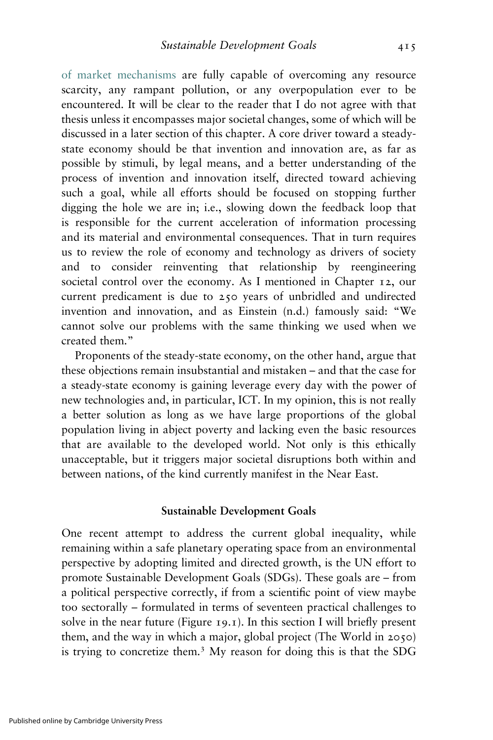of market mechanisms are fully capable of overcoming any resource scarcity, any rampant pollution, or any overpopulation ever to be encountered. It will be clear to the reader that I do not agree with that thesis unless it encompasses major societal changes, some of which will be discussed in a later section of this chapter. A core driver toward a steady-state economy should be that invention and innovation are, as far as possible by stimuli, by legal means, and a better understanding of the process of invention and innovation itself, directed toward achieving such a goal, while all efforts should be focused on stopping further digging the hole we are in; i.e., slowing down the feedback loop that is responsible for the current acceleration of information processing and its material and environmental consequences. That in turn requires us to review the role of economy and technology as drivers of society and to consider reinventing that relationship by reengineering societal control over the economy. As I mentioned in Chapter 12, our current predicament is due to 250 years of unbridled and undirected invention and innovation, and as Einstein (n.d.) famously said: "We cannot solve our problems with the same thinking we used when we created them."

Proponents of the steady-state economy, on the other hand, argue that these objections remain insubstantial and mistaken – and that the case for a steady-state economy is gaining leverage every day with the power of new technologies and, in particular, ICT. In my opinion, this is not really a better solution as long as we have large proportions of the global population living in abject poverty and lacking even the basic resources that are available to the developed world. Not only is this ethically unacceptable, but it triggers major societal disruptions both within and between nations, of the kind currently manifest in the Near East.

## Sustainable Development Goals

One recent attempt to address the current global inequality, while remaining within a safe planetary operating space from an environmental perspective by adopting limited and directed growth, is the UN effort to promote Sustainable Development Goals (SDGs). These goals are – from a political perspective correctly, if from a scientific point of view maybe too sectorally – formulated in terms of seventeen practical challenges to solve in the near future (Figure 19.1). In this section I will briefly present them, and the way in which a major, global project (The World in 2050) is trying to concretize them.[3] My reason for doing this is that the SDG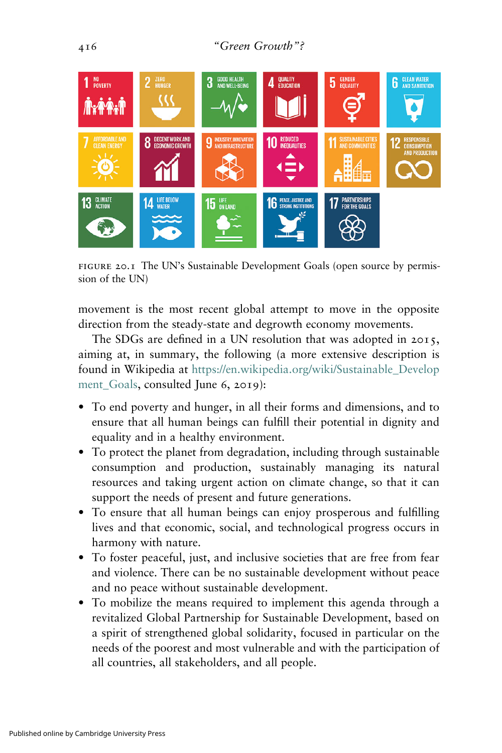FIGURE 20.1 The UN's Sustainable Development Goals (open source by permission of the UN)

movement is the most recent global attempt to move in the opposite direction from the steady-state and degrowth economy movements.

The SDGs are defined in a UN resolution that was adopted in 2015, aiming at, in summary, the following (a more extensive description is found in Wikipedia at https://en.wikipedia.org/wiki/Sustainable_Development_Goals, consulted June 6, 2019):

- To end poverty and hunger, in all their forms and dimensions, and to ensure that all human beings can fulfill their potential in dignity and equality and in a healthy environment.
- To protect the planet from degradation, including through sustainable consumption and production, sustainably managing its natural resources and taking urgent action on climate change, so that it can support the needs of present and future generations.
- To ensure that all human beings can enjoy prosperous and fulfilling lives and that economic, social, and technological progress occurs in harmony with nature.
- To foster peaceful, just, and inclusive societies that are free from fear and violence. There can be no sustainable development without peace and no peace without sustainable development.
- To mobilize the means required to implement this agenda through a revitalized Global Partnership for Sustainable Development, based on a spirit of strengthened global solidarity, focused in particular on the needs of the poorest and most vulnerable and with the participation of all countries, all stakeholders, and all people.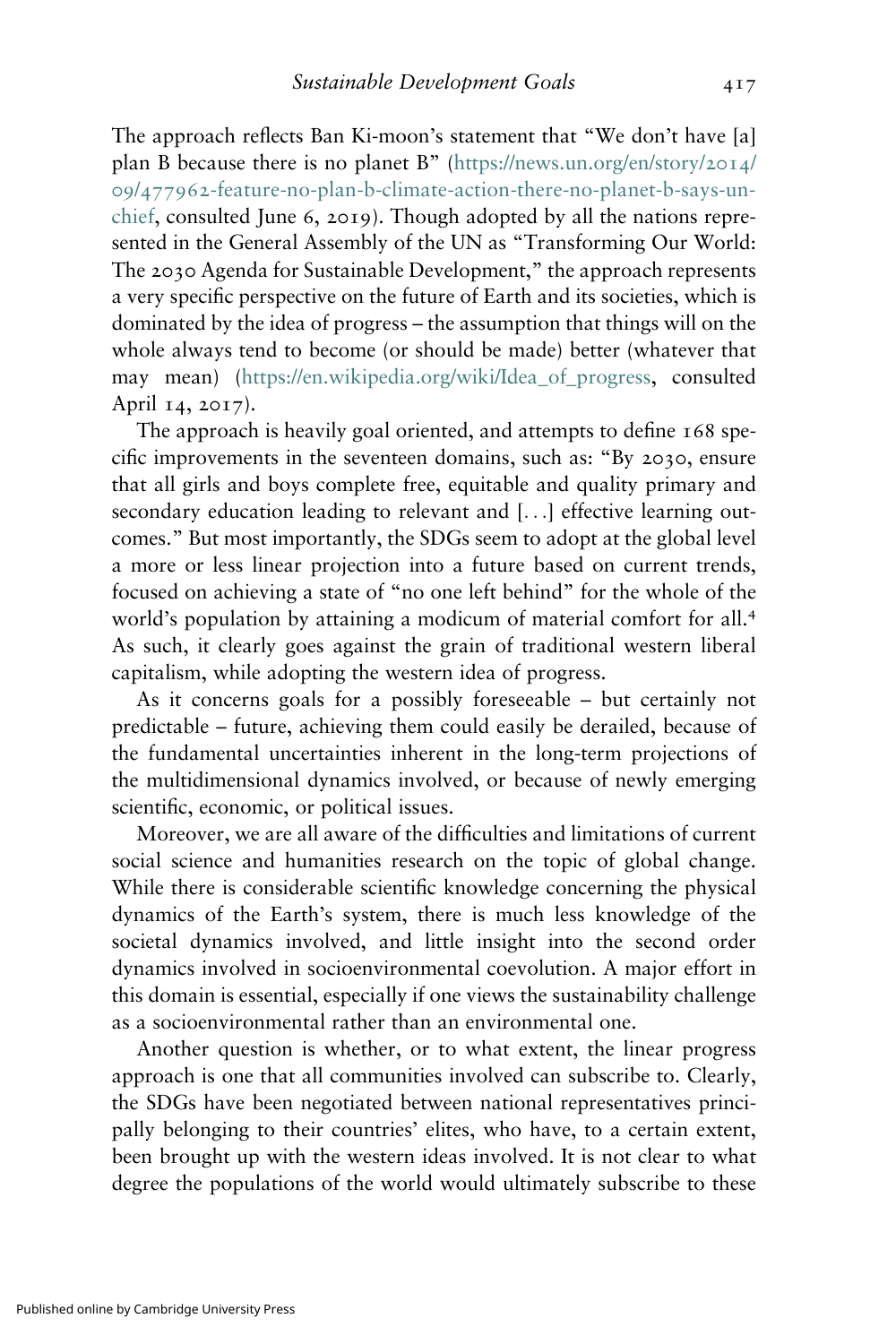The approach reflects Ban Ki-moon's statement that "We don't have [a] plan B because there is no planet B" (https://news.un.org/en/story/2014/09/477962-feature-no-plan-b-climate-action-there-no-planet-b-says-un-chief, consulted June 6, 2019). Though adopted by all the nations represented in the General Assembly of the UN as "Transforming Our World: The 2030 Agenda for Sustainable Development," the approach represents a very specific perspective on the future of Earth and its societies, which is dominated by the idea of progress – the assumption that things will on the whole always tend to become (or should be made) better (whatever that may mean) (https://en.wikipedia.org/wiki/Idea_of_progress, consulted April 14, 2017).

The approach is heavily goal oriented, and attempts to define 168 specific improvements in the seventeen domains, such as: "By 2030, ensure that all girls and boys complete free, equitable and quality primary and secondary education leading to relevant and [...] effective learning outcomes." But most importantly, the SDGs seem to adopt at the global level a more or less linear projection into a future based on current trends, focused on achieving a state of "no one left behind" for the whole of the world's population by attaining a modicum of material comfort for all.[4] As such, it clearly goes against the grain of traditional western liberal capitalism, while adopting the western idea of progress.

As it concerns goals for a possibly foreseeable – but certainly not predictable – future, achieving them could easily be derailed, because of the fundamental uncertainties inherent in the long-term projections of the multidimensional dynamics involved, or because of newly emerging scientific, economic, or political issues.

Moreover, we are all aware of the difficulties and limitations of current social science and humanities research on the topic of global change. While there is considerable scientific knowledge concerning the physical dynamics of the Earth's system, there is much less knowledge of the societal dynamics involved, and little insight into the second order dynamics involved in socioenvironmental coevolution. A major effort in this domain is essential, especially if one views the sustainability challenge as a socioenvironmental rather than an environmental one.

Another question is whether, or to what extent, the linear progress approach is one that all communities involved can subscribe to. Clearly, the SDGs have been negotiated between national representatives principally belonging to their countries' elites, who have, to a certain extent, been brought up with the western ideas involved. It is not clear to what degree the populations of the world would ultimately subscribe to these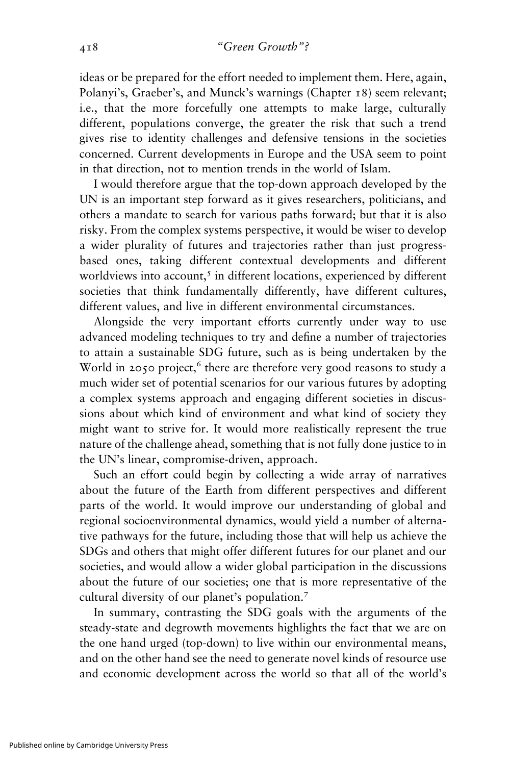ideas or be prepared for the effort needed to implement them. Here, again, Polanyi's, Graeber's, and Munck's warnings (Chapter 18) seem relevant; i.e., that the more forcefully one attempts to make large, culturally different, populations converge, the greater the risk that such a trend gives rise to identity challenges and defensive tensions in the societies concerned. Current developments in Europe and the USA seem to point in that direction, not to mention trends in the world of Islam.

I would therefore argue that the top-down approach developed by the UN is an important step forward as it gives researchers, politicians, and others a mandate to search for various paths forward; but that it is also risky. From the complex systems perspective, it would be wiser to develop a wider plurality of futures and trajectories rather than just progress-based ones, taking different contextual developments and different worldviews into account,[5] in different locations, experienced by different societies that think fundamentally differently, have different cultures, different values, and live in different environmental circumstances.

Alongside the very important efforts currently under way to use advanced modeling techniques to try and define a number of trajectories to attain a sustainable SDG future, such as is being undertaken by the World in 2050 project,[6] there are therefore very good reasons to study a much wider set of potential scenarios for our various futures by adopting a complex systems approach and engaging different societies in discussions about which kind of environment and what kind of society they might want to strive for. It would more realistically represent the true nature of the challenge ahead, something that is not fully done justice to in the UN's linear, compromise-driven, approach.

Such an effort could begin by collecting a wide array of narratives about the future of the Earth from different perspectives and different parts of the world. It would improve our understanding of global and regional socioenvironmental dynamics, would yield a number of alternative pathways for the future, including those that will help us achieve the SDGs and others that might offer different futures for our planet and our societies, and would allow a wider global participation in the discussions about the future of our societies; one that is more representative of the cultural diversity of our planet's population.[7]

In summary, contrasting the SDG goals with the arguments of the steady-state and degrowth movements highlights the fact that we are on the one hand urged (top-down) to live within our environmental means, and on the other hand see the need to generate novel kinds of resource use and economic development across the world so that all of the world's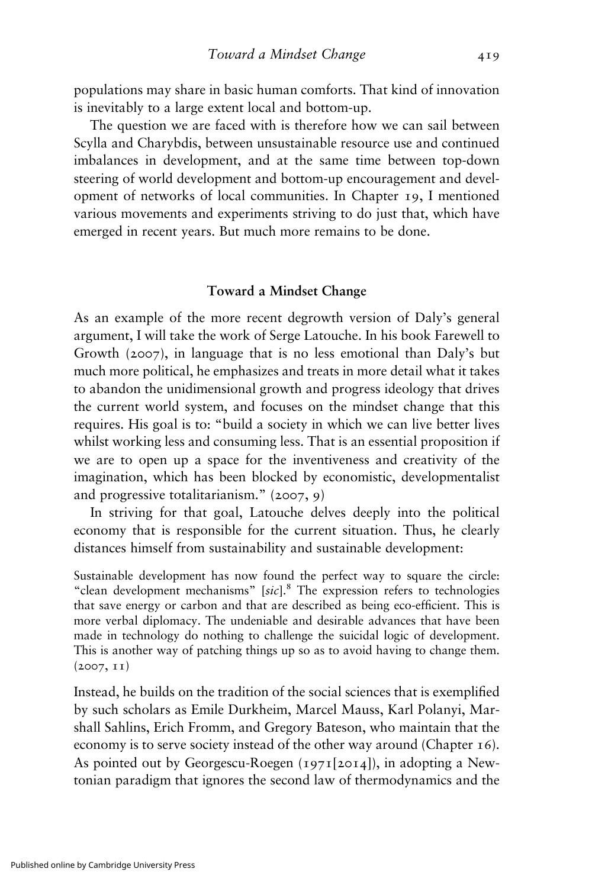populations may share in basic human comforts. That kind of innovation is inevitably to a large extent local and bottom-up.

The question we are faced with is therefore how we can sail between Scylla and Charybdis, between unsustainable resource use and continued imbalances in development, and at the same time between top-down steering of world development and bottom-up encouragement and development of networks of local communities. In Chapter 19, I mentioned various movements and experiments striving to do just that, which have emerged in recent years. But much more remains to be done.

## Toward a Mindset Change

As an example of the more recent degrowth version of Daly's general argument, I will take the work of Serge Latouche. In his book Farewell to Growth (2007), in language that is no less emotional than Daly's but much more political, he emphasizes and treats in more detail what it takes to abandon the unidimensional growth and progress ideology that drives the current world system, and focuses on the mindset change that this requires. His goal is to: "build a society in which we can live better lives whilst working less and consuming less. That is an essential proposition if we are to open up a space for the inventiveness and creativity of the imagination, which has been blocked by economistic, developmentalist and progressive totalitarianism." (2007, 9)

In striving for that goal, Latouche delves deeply into the political economy that is responsible for the current situation. Thus, he clearly distances himself from sustainability and sustainable development:

> Sustainable development has now found the perfect way to square the circle: "clean development mechanisms" [*sic*].[8] The expression refers to technologies that save energy or carbon and that are described as being eco-efficient. This is more verbal diplomacy. The undeniable and desirable advances that have been made in technology do nothing to challenge the suicidal logic of development. This is another way of patching things up so as to avoid having to change them. (2007, 11)

Instead, he builds on the tradition of the social sciences that is exemplified by such scholars as Emile Durkheim, Marcel Mauss, Karl Polanyi, Marshall Sahlins, Erich Fromm, and Gregory Bateson, who maintain that the economy is to serve society instead of the other way around (Chapter 16). As pointed out by Georgescu-Roegen (1971[2014]), in adopting a Newtonian paradigm that ignores the second law of thermodynamics and the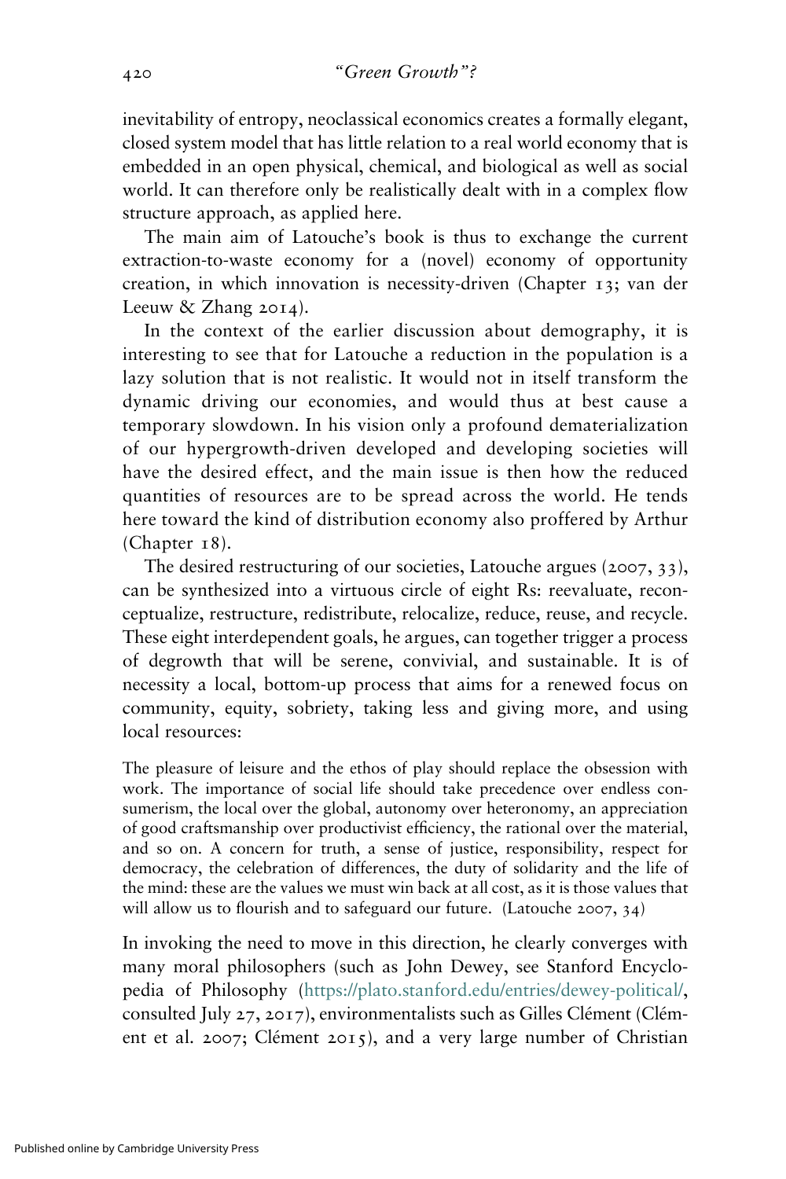inevitability of entropy, neoclassical economics creates a formally elegant, closed system model that has little relation to a real world economy that is embedded in an open physical, chemical, and biological as well as social world. It can therefore only be realistically dealt with in a complex flow structure approach, as applied here.

The main aim of Latouche's book is thus to exchange the current extraction-to-waste economy for a (novel) economy of opportunity creation, in which innovation is necessity-driven (Chapter 13; van der Leeuw & Zhang 2014).

In the context of the earlier discussion about demography, it is interesting to see that for Latouche a reduction in the population is a lazy solution that is not realistic. It would not in itself transform the dynamic driving our economies, and would thus at best cause a temporary slowdown. In his vision only a profound dematerialization of our hypergrowth-driven developed and developing societies will have the desired effect, and the main issue is then how the reduced quantities of resources are to be spread across the world. He tends here toward the kind of distribution economy also proffered by Arthur (Chapter 18).

The desired restructuring of our societies, Latouche argues (2007, 33), can be synthesized into a virtuous circle of eight Rs: reevaluate, reconceptualize, restructure, redistribute, relocalize, reduce, reuse, and recycle. These eight interdependent goals, he argues, can together trigger a process of degrowth that will be serene, convivial, and sustainable. It is of necessity a local, bottom-up process that aims for a renewed focus on community, equity, sobriety, taking less and giving more, and using local resources:

> The pleasure of leisure and the ethos of play should replace the obsession with work. The importance of social life should take precedence over endless consumerism, the local over the global, autonomy over heteronomy, an appreciation of good craftsmanship over productivist efficiency, the rational over the material, and so on. A concern for truth, a sense of justice, responsibility, respect for democracy, the celebration of differences, the duty of solidarity and the life of the mind: these are the values we must win back at all cost, as it is those values that will allow us to flourish and to safeguard our future. (Latouche 2007, 34)

In invoking the need to move in this direction, he clearly converges with many moral philosophers (such as John Dewey, see Stanford Encyclopedia of Philosophy (https://plato.stanford.edu/entries/dewey-political/, consulted July 27, 2017), environmentalists such as Gilles Clément (Clément et al. 2007; Clément 2015), and a very large number of Christian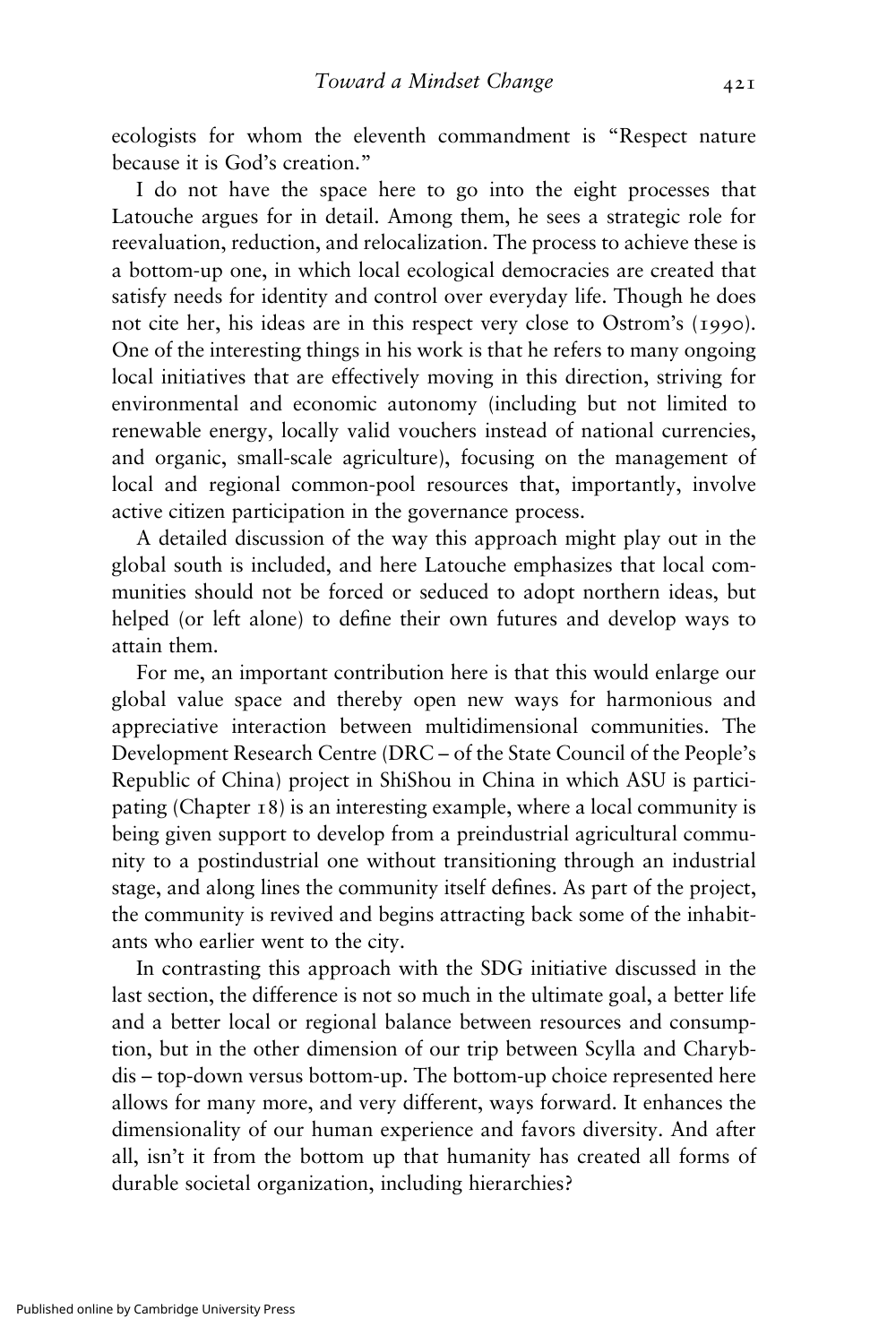ecologists for whom the eleventh commandment is "Respect nature because it is God's creation."

I do not have the space here to go into the eight processes that Latouche argues for in detail. Among them, he sees a strategic role for reevaluation, reduction, and relocalization. The process to achieve these is a bottom-up one, in which local ecological democracies are created that satisfy needs for identity and control over everyday life. Though he does not cite her, his ideas are in this respect very close to Ostrom's (1990). One of the interesting things in his work is that he refers to many ongoing local initiatives that are effectively moving in this direction, striving for environmental and economic autonomy (including but not limited to renewable energy, locally valid vouchers instead of national currencies, and organic, small-scale agriculture), focusing on the management of local and regional common-pool resources that, importantly, involve active citizen participation in the governance process.

A detailed discussion of the way this approach might play out in the global south is included, and here Latouche emphasizes that local communities should not be forced or seduced to adopt northern ideas, but helped (or left alone) to define their own futures and develop ways to attain them.

For me, an important contribution here is that this would enlarge our global value space and thereby open new ways for harmonious and appreciative interaction between multidimensional communities. The Development Research Centre (DRC – of the State Council of the People's Republic of China) project in ShiShou in China in which ASU is participating (Chapter 18) is an interesting example, where a local community is being given support to develop from a preindustrial agricultural community to a postindustrial one without transitioning through an industrial stage, and along lines the community itself defines. As part of the project, the community is revived and begins attracting back some of the inhabitants who earlier went to the city.

In contrasting this approach with the SDG initiative discussed in the last section, the difference is not so much in the ultimate goal, a better life and a better local or regional balance between resources and consumption, but in the other dimension of our trip between Scylla and Charybdis – top-down versus bottom-up. The bottom-up choice represented here allows for many more, and very different, ways forward. It enhances the dimensionality of our human experience and favors diversity. And after all, isn't it from the bottom up that humanity has created all forms of durable societal organization, including hierarchies?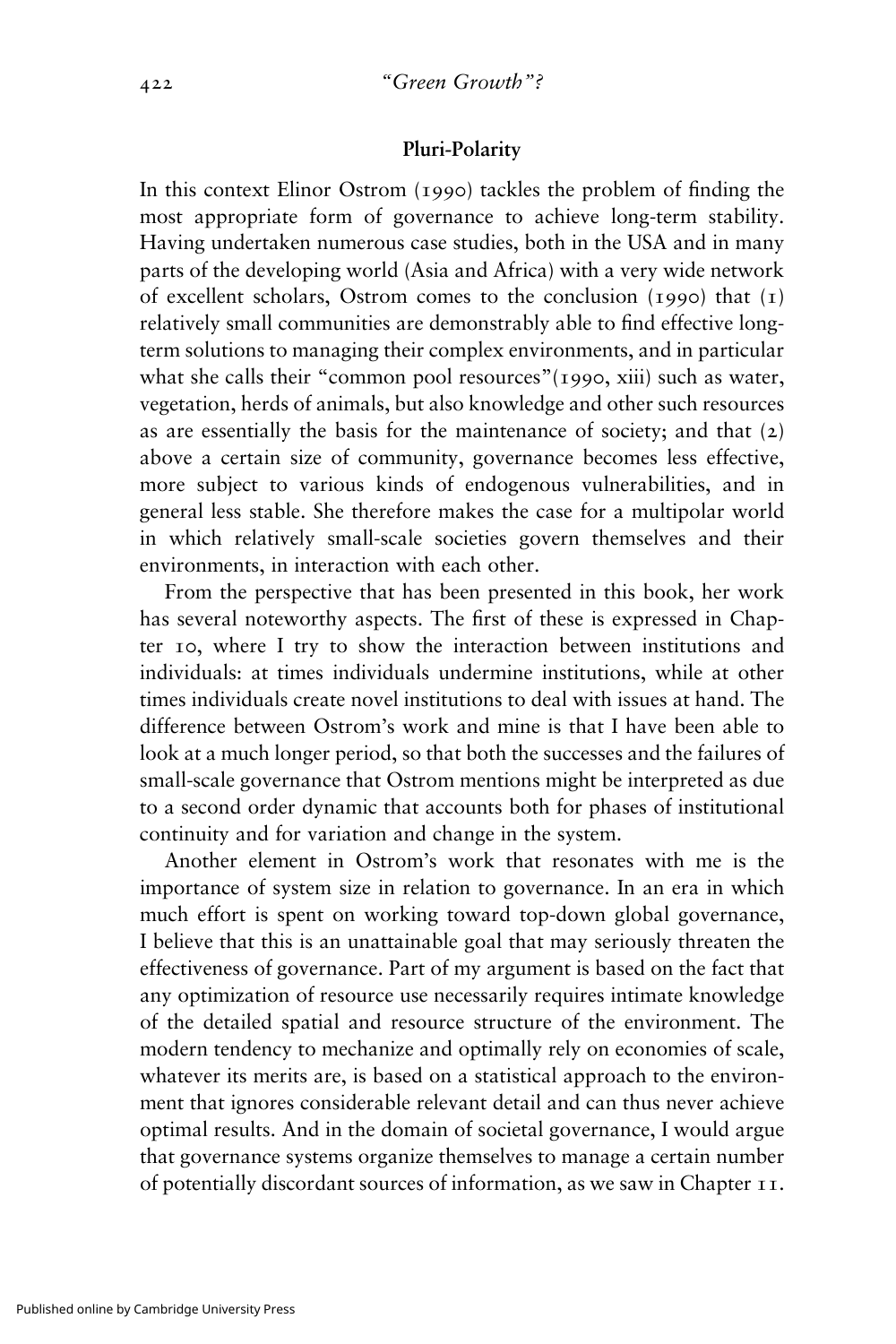## Pluri-Polarity

In this context Elinor Ostrom (1990) tackles the problem of finding the most appropriate form of governance to achieve long-term stability. Having undertaken numerous case studies, both in the USA and in many parts of the developing world (Asia and Africa) with a very wide network of excellent scholars, Ostrom comes to the conclusion (1990) that (1) relatively small communities are demonstrably able to find effective long-term solutions to managing their complex environments, and in particular what she calls their "common pool resources"(1990, xiii) such as water, vegetation, herds of animals, but also knowledge and other such resources as are essentially the basis for the maintenance of society; and that (2) above a certain size of community, governance becomes less effective, more subject to various kinds of endogenous vulnerabilities, and in general less stable. She therefore makes the case for a multipolar world in which relatively small-scale societies govern themselves and their environments, in interaction with each other.

From the perspective that has been presented in this book, her work has several noteworthy aspects. The first of these is expressed in Chapter 10, where I try to show the interaction between institutions and individuals: at times individuals undermine institutions, while at other times individuals create novel institutions to deal with issues at hand. The difference between Ostrom's work and mine is that I have been able to look at a much longer period, so that both the successes and the failures of small-scale governance that Ostrom mentions might be interpreted as due to a second order dynamic that accounts both for phases of institutional continuity and for variation and change in the system.

Another element in Ostrom's work that resonates with me is the importance of system size in relation to governance. In an era in which much effort is spent on working toward top-down global governance, I believe that this is an unattainable goal that may seriously threaten the effectiveness of governance. Part of my argument is based on the fact that any optimization of resource use necessarily requires intimate knowledge of the detailed spatial and resource structure of the environment. The modern tendency to mechanize and optimally rely on economies of scale, whatever its merits are, is based on a statistical approach to the environment that ignores considerable relevant detail and can thus never achieve optimal results. And in the domain of societal governance, I would argue that governance systems organize themselves to manage a certain number of potentially discordant sources of information, as we saw in Chapter 11.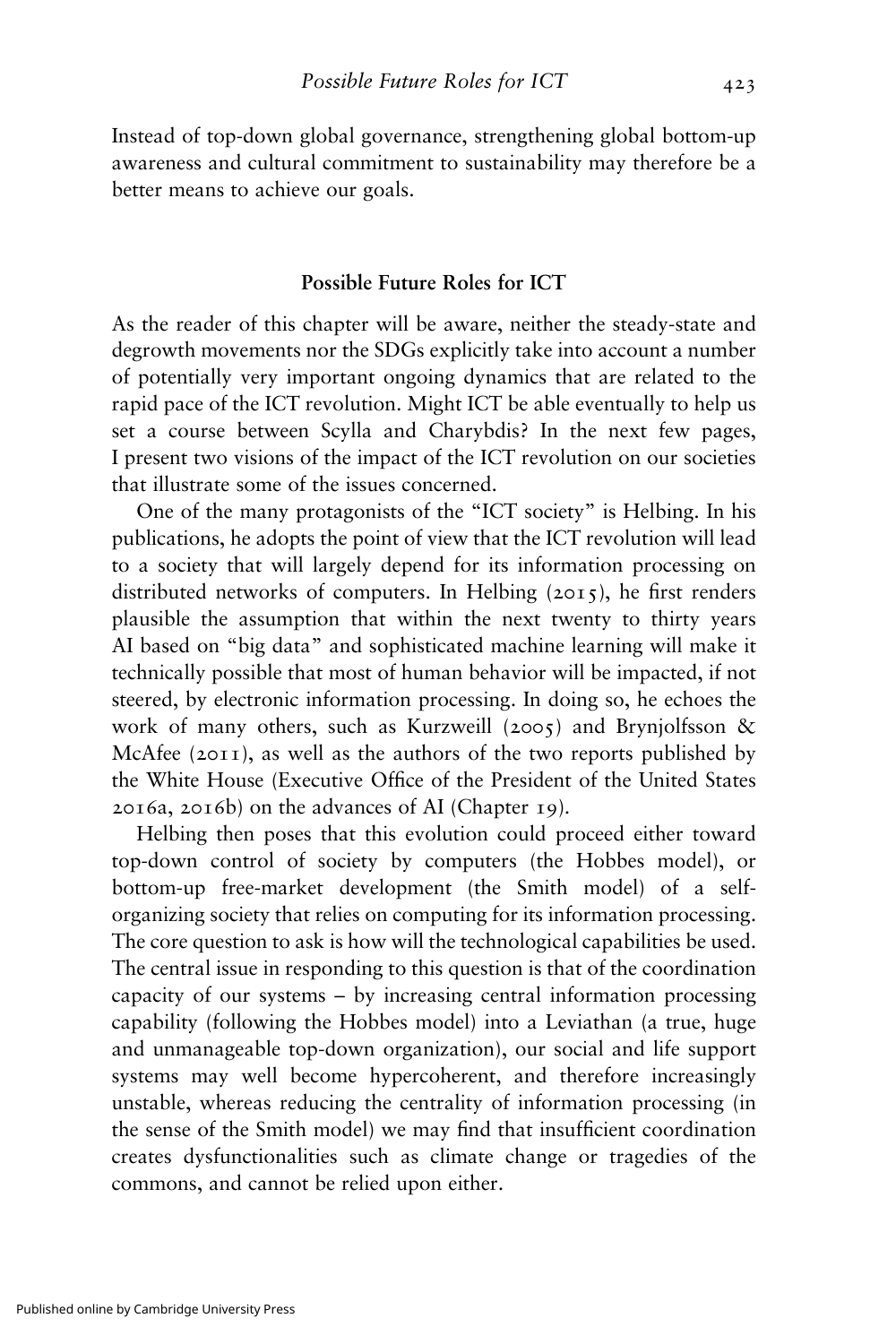Instead of top-down global governance, strengthening global bottom-up awareness and cultural commitment to sustainability may therefore be a better means to achieve our goals.

## Possible Future Roles for ICT

As the reader of this chapter will be aware, neither the steady-state and degrowth movements nor the SDGs explicitly take into account a number of potentially very important ongoing dynamics that are related to the rapid pace of the ICT revolution. Might ICT be able eventually to help us set a course between Scylla and Charybdis? In the next few pages, I present two visions of the impact of the ICT revolution on our societies that illustrate some of the issues concerned.

One of the many protagonists of the "ICT society" is Helbing. In his publications, he adopts the point of view that the ICT revolution will lead to a society that will largely depend for its information processing on distributed networks of computers. In Helbing (2015), he first renders plausible the assumption that within the next twenty to thirty years AI based on "big data" and sophisticated machine learning will make it technically possible that most of human behavior will be impacted, if not steered, by electronic information processing. In doing so, he echoes the work of many others, such as Kurzweill (2005) and Brynjolfsson & McAfee (2011), as well as the authors of the two reports published by the White House (Executive Office of the President of the United States 2016a, 2016b) on the advances of AI (Chapter 19).

Helbing then poses that this evolution could proceed either toward top-down control of society by computers (the Hobbes model), or bottom-up free-market development (the Smith model) of a self-organizing society that relies on computing for its information processing. The core question to ask is how will the technological capabilities be used. The central issue in responding to this question is that of the coordination capacity of our systems – by increasing central information processing capability (following the Hobbes model) into a Leviathan (a true, huge and unmanageable top-down organization), our social and life support systems may well become hypercoherent, and therefore increasingly unstable, whereas reducing the centrality of information processing (in the sense of the Smith model) we may find that insufficient coordination creates dysfunctionalities such as climate change or tragedies of the commons, and cannot be relied upon either.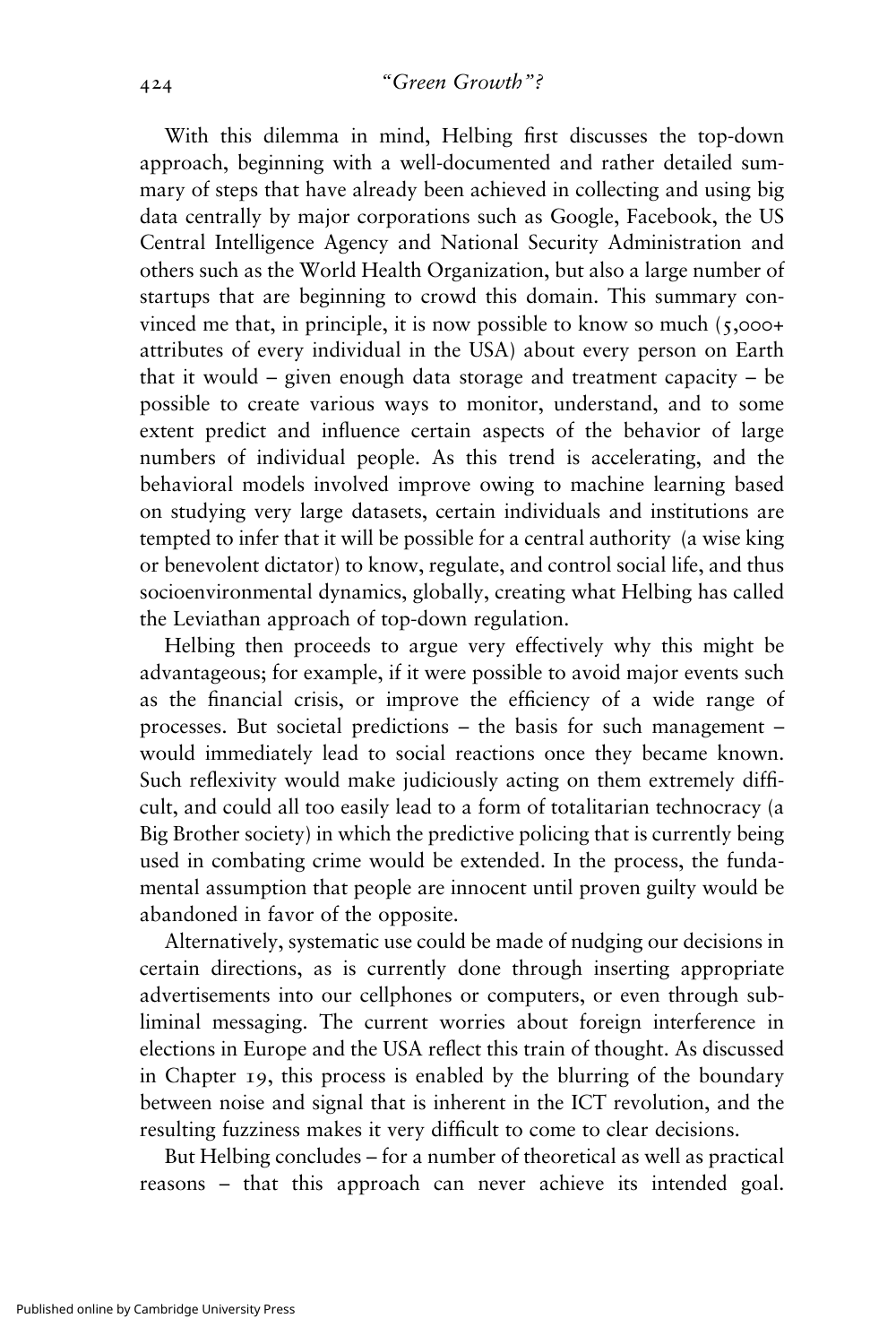With this dilemma in mind, Helbing first discusses the top-down approach, beginning with a well-documented and rather detailed summary of steps that have already been achieved in collecting and using big data centrally by major corporations such as Google, Facebook, the US Central Intelligence Agency and National Security Administration and others such as the World Health Organization, but also a large number of startups that are beginning to crowd this domain. This summary convinced me that, in principle, it is now possible to know so much (5,000+ attributes of every individual in the USA) about every person on Earth that it would – given enough data storage and treatment capacity – be possible to create various ways to monitor, understand, and to some extent predict and influence certain aspects of the behavior of large numbers of individual people. As this trend is accelerating, and the behavioral models involved improve owing to machine learning based on studying very large datasets, certain individuals and institutions are tempted to infer that it will be possible for a central authority (a wise king or benevolent dictator) to know, regulate, and control social life, and thus socioenvironmental dynamics, globally, creating what Helbing has called the Leviathan approach of top-down regulation.

Helbing then proceeds to argue very effectively why this might be advantageous; for example, if it were possible to avoid major events such as the financial crisis, or improve the efficiency of a wide range of processes. But societal predictions – the basis for such management – would immediately lead to social reactions once they became known. Such reflexivity would make judiciously acting on them extremely difficult, and could all too easily lead to a form of totalitarian technocracy (a Big Brother society) in which the predictive policing that is currently being used in combating crime would be extended. In the process, the fundamental assumption that people are innocent until proven guilty would be abandoned in favor of the opposite.

Alternatively, systematic use could be made of nudging our decisions in certain directions, as is currently done through inserting appropriate advertisements into our cellphones or computers, or even through subliminal messaging. The current worries about foreign interference in elections in Europe and the USA reflect this train of thought. As discussed in Chapter 19, this process is enabled by the blurring of the boundary between noise and signal that is inherent in the ICT revolution, and the resulting fuzziness makes it very difficult to come to clear decisions.

But Helbing concludes – for a number of theoretical as well as practical reasons – that this approach can never achieve its intended goal.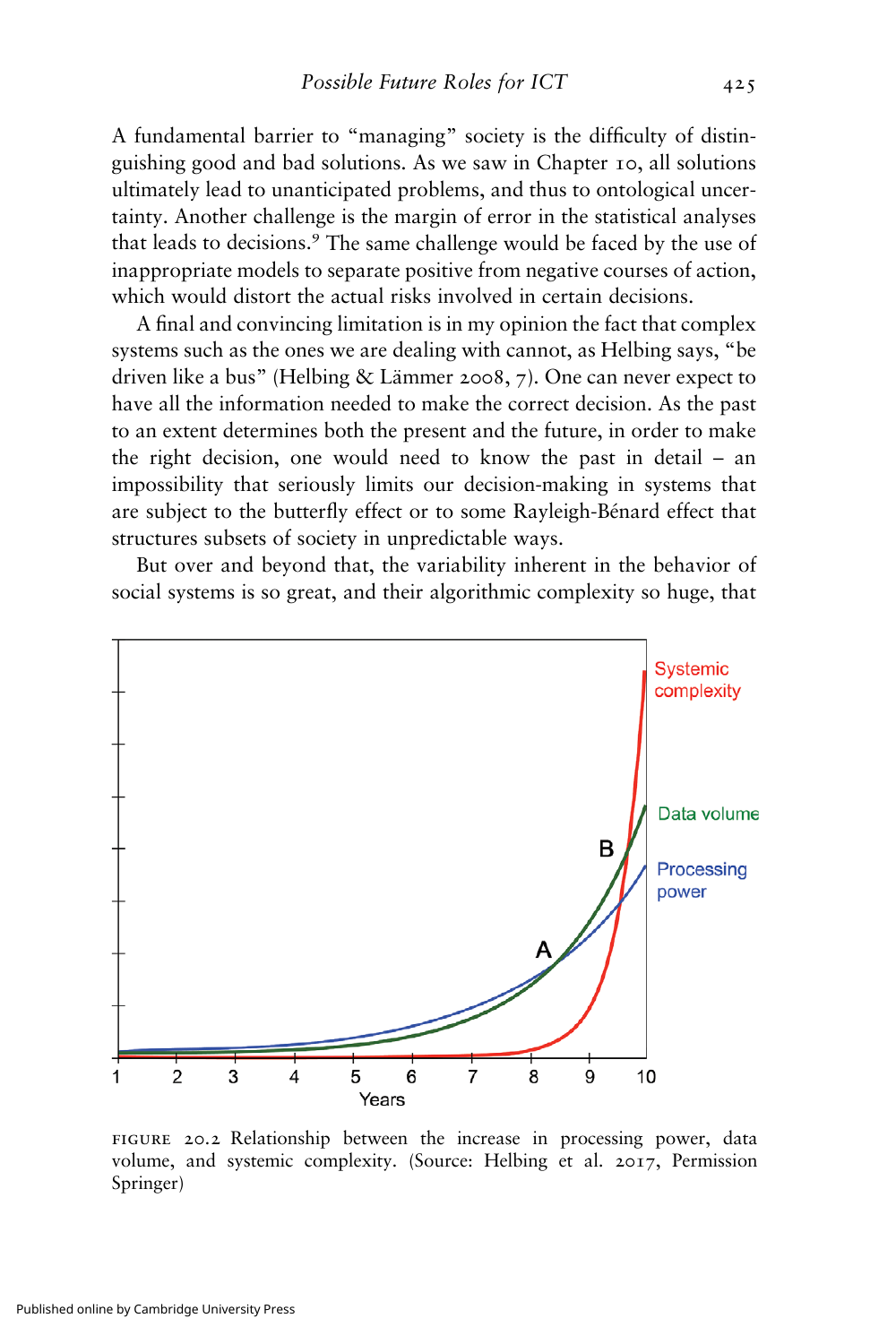A fundamental barrier to "managing" society is the difficulty of distinguishing good and bad solutions. As we saw in Chapter 10, all solutions ultimately lead to unanticipated problems, and thus to ontological uncertainty. Another challenge is the margin of error in the statistical analyses that leads to decisions.[9] The same challenge would be faced by the use of inappropriate models to separate positive from negative courses of action, which would distort the actual risks involved in certain decisions.

A final and convincing limitation is in my opinion the fact that complex systems such as the ones we are dealing with cannot, as Helbing says, "be driven like a bus" (Helbing & Lämmer 2008, 7). One can never expect to have all the information needed to make the correct decision. As the past to an extent determines both the present and the future, in order to make the right decision, one would need to know the past in detail – an impossibility that seriously limits our decision-making in systems that are subject to the butterfly effect or to some Rayleigh-Bénard effect that structures subsets of society in unpredictable ways.

But over and beyond that, the variability inherent in the behavior of social systems is so great, and their algorithmic complexity so huge, that

FIGURE 20.2 Relationship between the increase in processing power, data volume, and systemic complexity. (Source: Helbing et al. 2017, Permission Springer)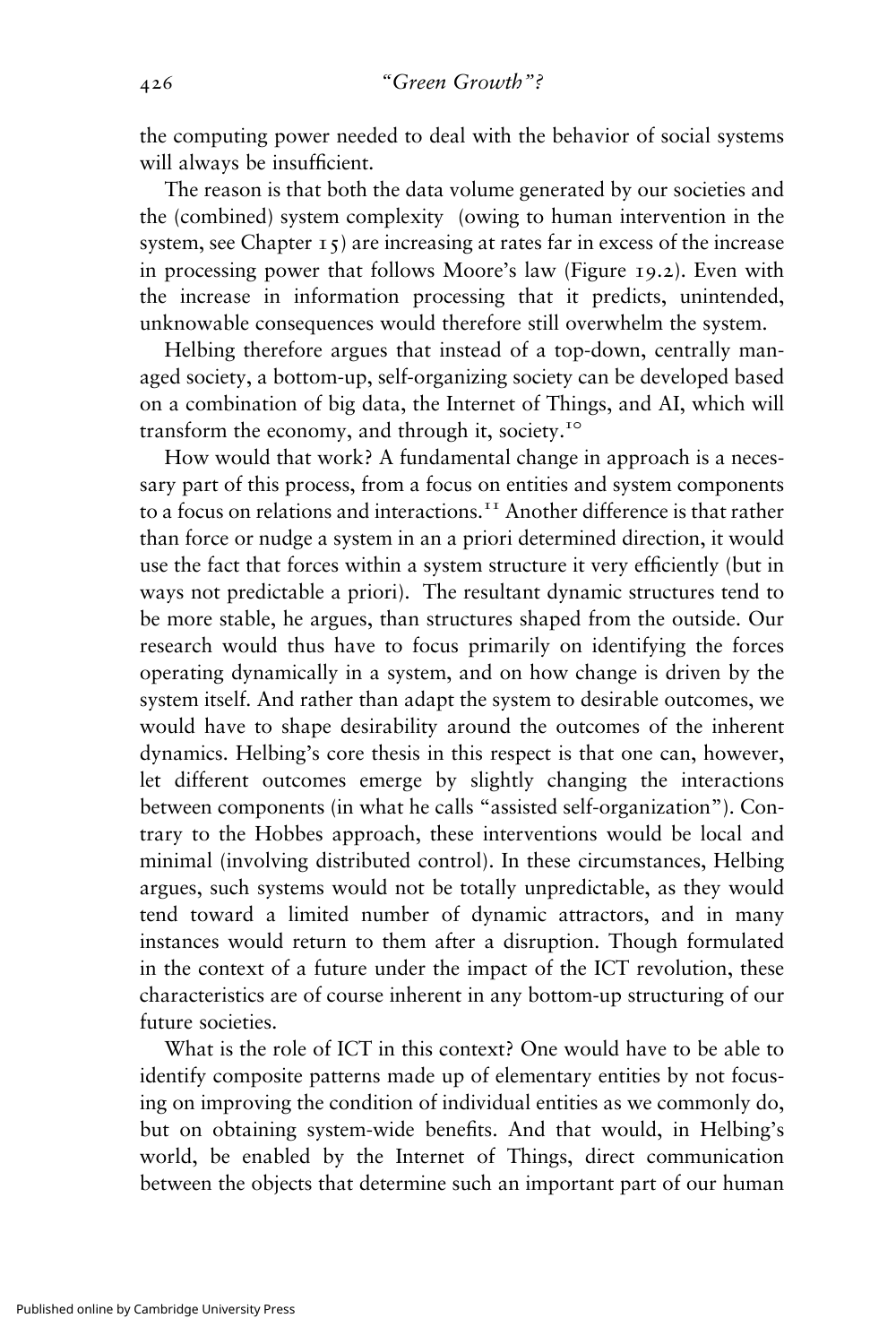the computing power needed to deal with the behavior of social systems will always be insufficient.

The reason is that both the data volume generated by our societies and the (combined) system complexity (owing to human intervention in the system, see Chapter 15) are increasing at rates far in excess of the increase in processing power that follows Moore's law (Figure 19.2). Even with the increase in information processing that it predicts, unintended, unknowable consequences would therefore still overwhelm the system.

Helbing therefore argues that instead of a top-down, centrally managed society, a bottom-up, self-organizing society can be developed based on a combination of big data, the Internet of Things, and AI, which will transform the economy, and through it, society.[10]

How would that work? A fundamental change in approach is a necessary part of this process, from a focus on entities and system components to a focus on relations and interactions.[11] Another difference is that rather than force or nudge a system in an a priori determined direction, it would use the fact that forces within a system structure it very efficiently (but in ways not predictable a priori). The resultant dynamic structures tend to be more stable, he argues, than structures shaped from the outside. Our research would thus have to focus primarily on identifying the forces operating dynamically in a system, and on how change is driven by the system itself. And rather than adapt the system to desirable outcomes, we would have to shape desirability around the outcomes of the inherent dynamics. Helbing's core thesis in this respect is that one can, however, let different outcomes emerge by slightly changing the interactions between components (in what he calls "assisted self-organization"). Contrary to the Hobbes approach, these interventions would be local and minimal (involving distributed control). In these circumstances, Helbing argues, such systems would not be totally unpredictable, as they would tend toward a limited number of dynamic attractors, and in many instances would return to them after a disruption. Though formulated in the context of a future under the impact of the ICT revolution, these characteristics are of course inherent in any bottom-up structuring of our future societies.

What is the role of ICT in this context? One would have to be able to identify composite patterns made up of elementary entities by not focusing on improving the condition of individual entities as we commonly do, but on obtaining system-wide benefits. And that would, in Helbing's world, be enabled by the Internet of Things, direct communication between the objects that determine such an important part of our human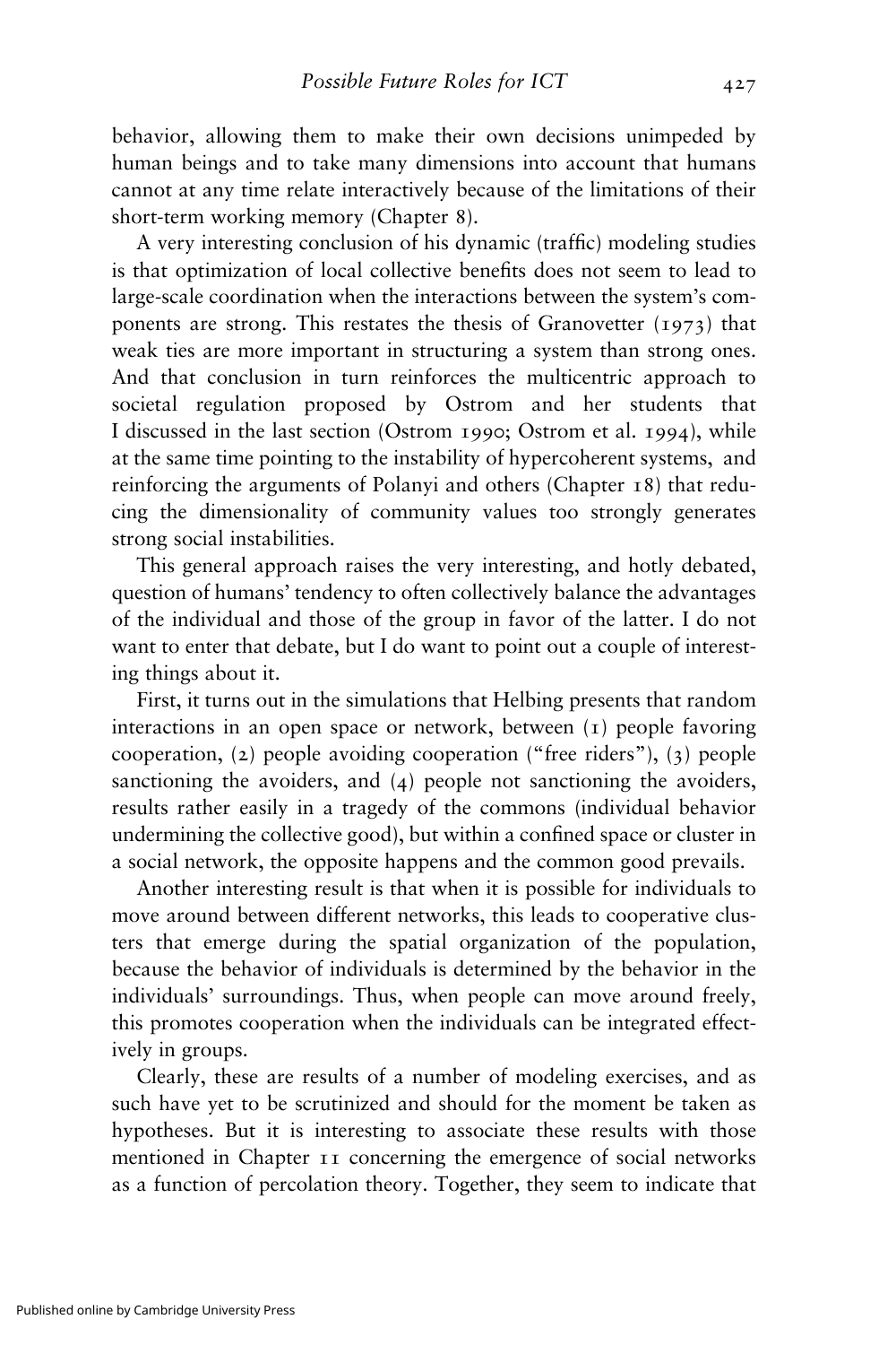behavior, allowing them to make their own decisions unimpeded by human beings and to take many dimensions into account that humans cannot at any time relate interactively because of the limitations of their short-term working memory (Chapter 8).

A very interesting conclusion of his dynamic (traffic) modeling studies is that optimization of local collective benefits does not seem to lead to large-scale coordination when the interactions between the system's components are strong. This restates the thesis of Granovetter (1973) that weak ties are more important in structuring a system than strong ones. And that conclusion in turn reinforces the multicentric approach to societal regulation proposed by Ostrom and her students that I discussed in the last section (Ostrom 1990; Ostrom et al. 1994), while at the same time pointing to the instability of hypercoherent systems, and reinforcing the arguments of Polanyi and others (Chapter 18) that reducing the dimensionality of community values too strongly generates strong social instabilities.

This general approach raises the very interesting, and hotly debated, question of humans' tendency to often collectively balance the advantages of the individual and those of the group in favor of the latter. I do not want to enter that debate, but I do want to point out a couple of interesting things about it.

First, it turns out in the simulations that Helbing presents that random interactions in an open space or network, between (1) people favoring cooperation, (2) people avoiding cooperation ("free riders"), (3) people sanctioning the avoiders, and (4) people not sanctioning the avoiders, results rather easily in a tragedy of the commons (individual behavior undermining the collective good), but within a confined space or cluster in a social network, the opposite happens and the common good prevails.

Another interesting result is that when it is possible for individuals to move around between different networks, this leads to cooperative clusters that emerge during the spatial organization of the population, because the behavior of individuals is determined by the behavior in the individuals' surroundings. Thus, when people can move around freely, this promotes cooperation when the individuals can be integrated effectively in groups.

Clearly, these are results of a number of modeling exercises, and as such have yet to be scrutinized and should for the moment be taken as hypotheses. But it is interesting to associate these results with those mentioned in Chapter 11 concerning the emergence of social networks as a function of percolation theory. Together, they seem to indicate that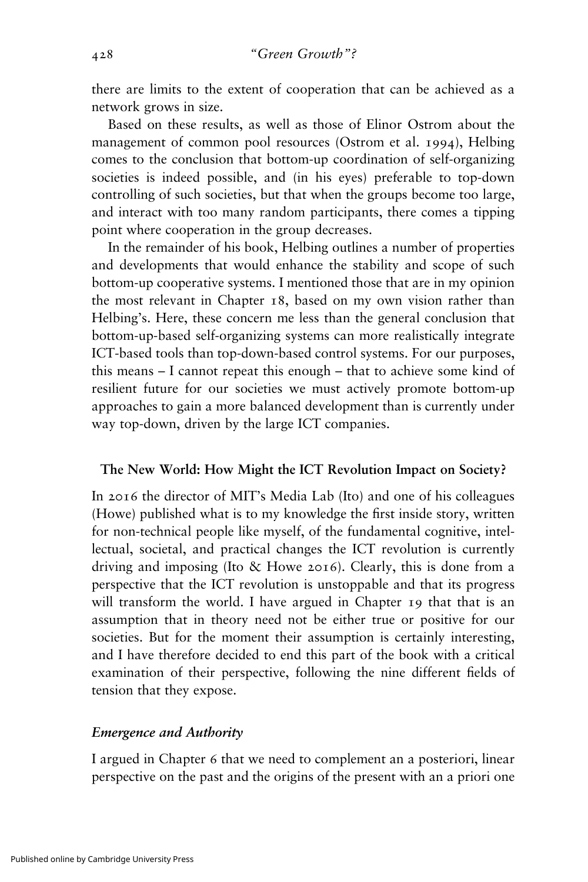there are limits to the extent of cooperation that can be achieved as a network grows in size.

Based on these results, as well as those of Elinor Ostrom about the management of common pool resources (Ostrom et al. 1994), Helbing comes to the conclusion that bottom-up coordination of self-organizing societies is indeed possible, and (in his eyes) preferable to top-down controlling of such societies, but that when the groups become too large, and interact with too many random participants, there comes a tipping point where cooperation in the group decreases.

In the remainder of his book, Helbing outlines a number of properties and developments that would enhance the stability and scope of such bottom-up cooperative systems. I mentioned those that are in my opinion the most relevant in Chapter 18, based on my own vision rather than Helbing's. Here, these concern me less than the general conclusion that bottom-up-based self-organizing systems can more realistically integrate ICT-based tools than top-down-based control systems. For our purposes, this means – I cannot repeat this enough – that to achieve some kind of resilient future for our societies we must actively promote bottom-up approaches to gain a more balanced development than is currently under way top-down, driven by the large ICT companies.

## The New World: How Might the ICT Revolution Impact on Society?

In 2016 the director of MIT's Media Lab (Ito) and one of his colleagues (Howe) published what is to my knowledge the first inside story, written for non-technical people like myself, of the fundamental cognitive, intellectual, societal, and practical changes the ICT revolution is currently driving and imposing (Ito & Howe 2016). Clearly, this is done from a perspective that the ICT revolution is unstoppable and that its progress will transform the world. I have argued in Chapter 19 that that is an assumption that in theory need not be either true or positive for our societies. But for the moment their assumption is certainly interesting, and I have therefore decided to end this part of the book with a critical examination of their perspective, following the nine different fields of tension that they expose.

### *Emergence and Authority*

I argued in Chapter 6 that we need to complement an a posteriori, linear perspective on the past and the origins of the present with an a priori one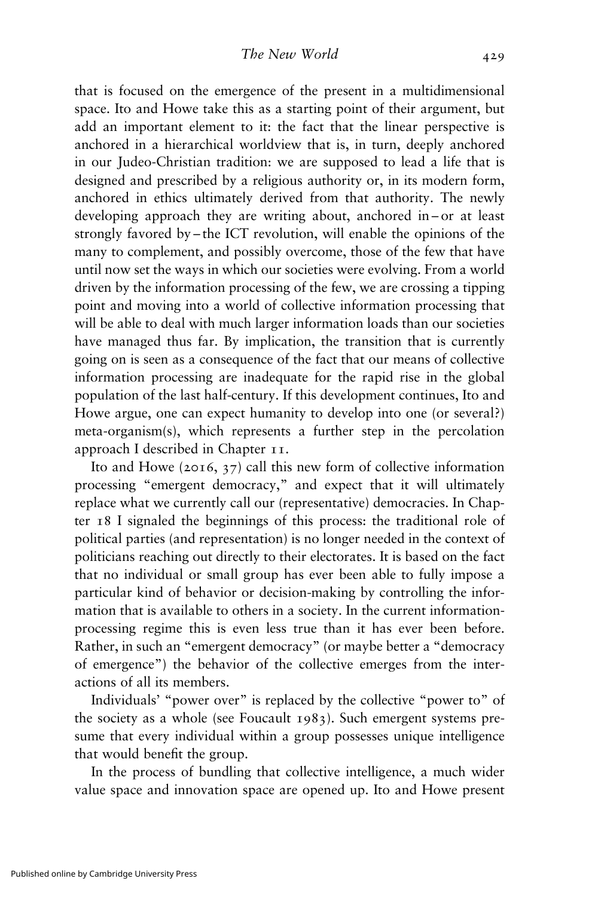that is focused on the emergence of the present in a multidimensional space. Ito and Howe take this as a starting point of their argument, but add an important element to it: the fact that the linear perspective is anchored in a hierarchical worldview that is, in turn, deeply anchored in our Judeo-Christian tradition: we are supposed to lead a life that is designed and prescribed by a religious authority or, in its modern form, anchored in ethics ultimately derived from that authority. The newly developing approach they are writing about, anchored in – or at least strongly favored by – the ICT revolution, will enable the opinions of the many to complement, and possibly overcome, those of the few that have until now set the ways in which our societies were evolving. From a world driven by the information processing of the few, we are crossing a tipping point and moving into a world of collective information processing that will be able to deal with much larger information loads than our societies have managed thus far. By implication, the transition that is currently going on is seen as a consequence of the fact that our means of collective information processing are inadequate for the rapid rise in the global population of the last half-century. If this development continues, Ito and Howe argue, one can expect humanity to develop into one (or several?) meta-organism(s), which represents a further step in the percolation approach I described in Chapter 11.

Ito and Howe (2016, 37) call this new form of collective information processing "emergent democracy," and expect that it will ultimately replace what we currently call our (representative) democracies. In Chapter 18 I signaled the beginnings of this process: the traditional role of political parties (and representation) is no longer needed in the context of politicians reaching out directly to their electorates. It is based on the fact that no individual or small group has ever been able to fully impose a particular kind of behavior or decision-making by controlling the information that is available to others in a society. In the current information-processing regime this is even less true than it has ever been before. Rather, in such an "emergent democracy" (or maybe better a "democracy of emergence") the behavior of the collective emerges from the interactions of all its members.

Individuals' "power over" is replaced by the collective "power to" of the society as a whole (see Foucault 1983). Such emergent systems presume that every individual within a group possesses unique intelligence that would benefit the group.

In the process of bundling that collective intelligence, a much wider value space and innovation space are opened up. Ito and Howe present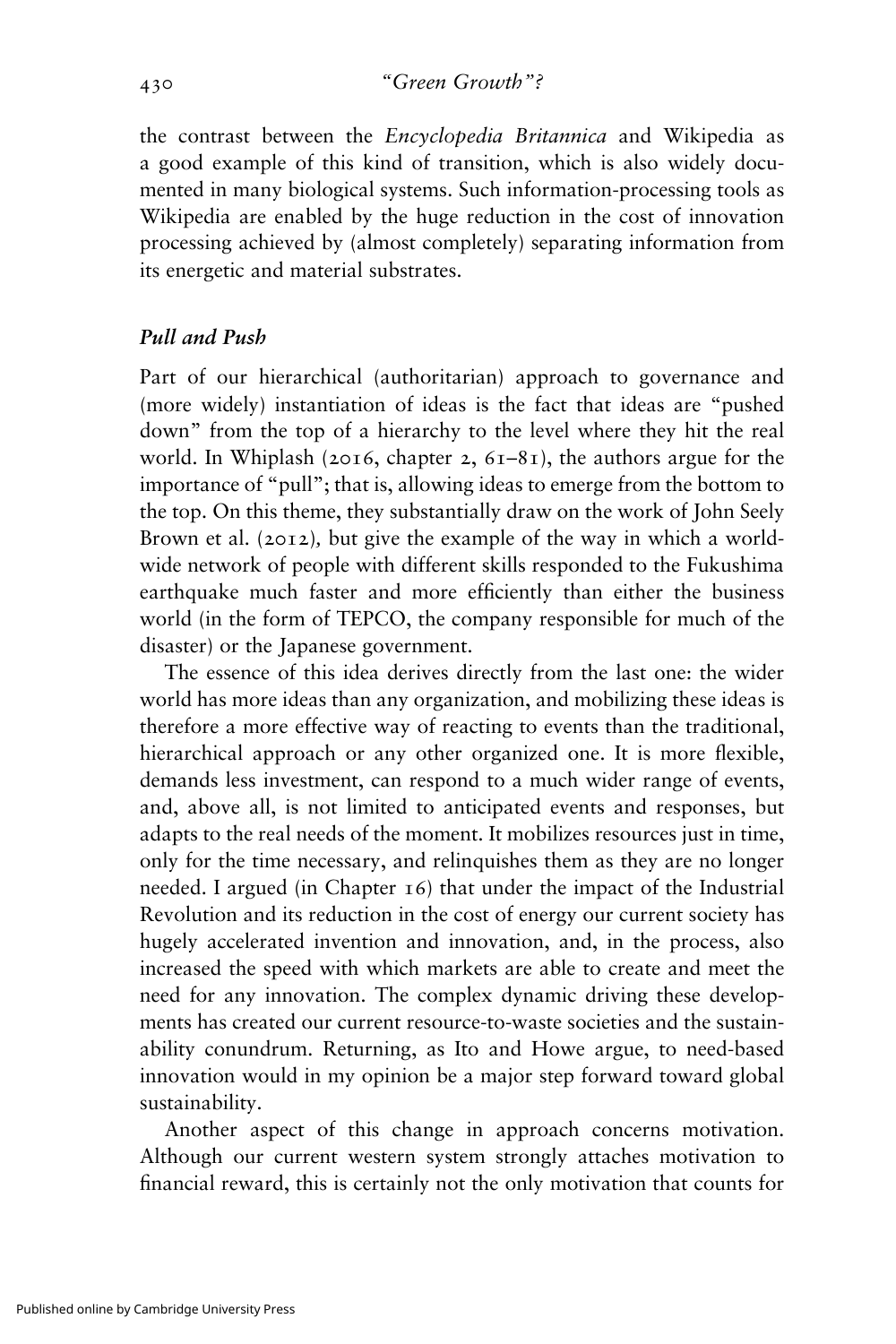the contrast between the *Encyclopedia Britannica* and Wikipedia as a good example of this kind of transition, which is also widely documented in many biological systems. Such information-processing tools as Wikipedia are enabled by the huge reduction in the cost of innovation processing achieved by (almost completely) separating information from its energetic and material substrates.

### *Pull and Push*

Part of our hierarchical (authoritarian) approach to governance and (more widely) instantiation of ideas is the fact that ideas are "pushed down" from the top of a hierarchy to the level where they hit the real world. In Whiplash (2016, chapter 2, 61–81), the authors argue for the importance of "pull"; that is, allowing ideas to emerge from the bottom to the top. On this theme, they substantially draw on the work of John Seely Brown et al. (2012), but give the example of the way in which a worldwide network of people with different skills responded to the Fukushima earthquake much faster and more efficiently than either the business world (in the form of TEPCO, the company responsible for much of the disaster) or the Japanese government.

The essence of this idea derives directly from the last one: the wider world has more ideas than any organization, and mobilizing these ideas is therefore a more effective way of reacting to events than the traditional, hierarchical approach or any other organized one. It is more flexible, demands less investment, can respond to a much wider range of events, and, above all, is not limited to anticipated events and responses, but adapts to the real needs of the moment. It mobilizes resources just in time, only for the time necessary, and relinquishes them as they are no longer needed. I argued (in Chapter 16) that under the impact of the Industrial Revolution and its reduction in the cost of energy our current society has hugely accelerated invention and innovation, and, in the process, also increased the speed with which markets are able to create and meet the need for any innovation. The complex dynamic driving these developments has created our current resource-to-waste societies and the sustainability conundrum. Returning, as Ito and Howe argue, to need-based innovation would in my opinion be a major step forward toward global sustainability.

Another aspect of this change in approach concerns motivation. Although our current western system strongly attaches motivation to financial reward, this is certainly not the only motivation that counts for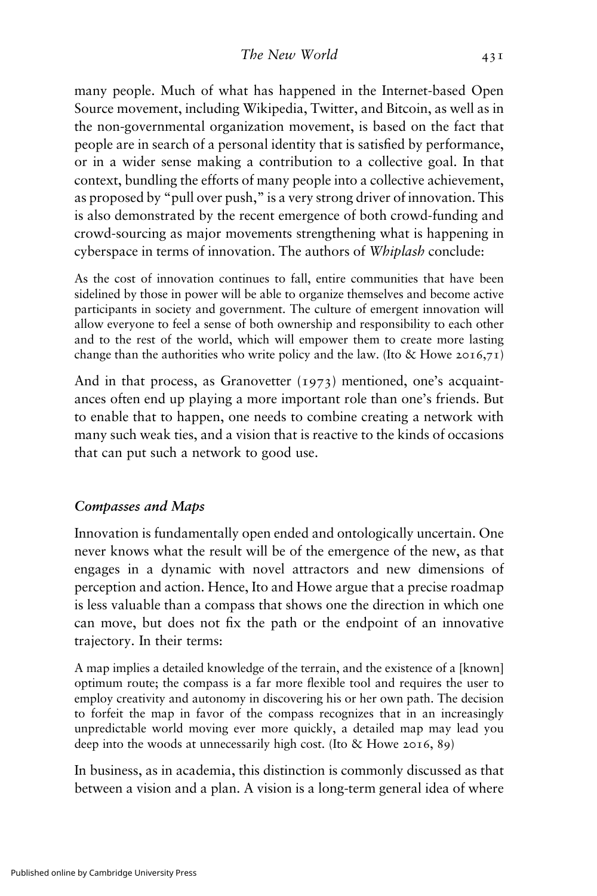many people. Much of what has happened in the Internet-based Open Source movement, including Wikipedia, Twitter, and Bitcoin, as well as in the non-governmental organization movement, is based on the fact that people are in search of a personal identity that is satisfied by performance, or in a wider sense making a contribution to a collective goal. In that context, bundling the efforts of many people into a collective achievement, as proposed by "pull over push," is a very strong driver of innovation. This is also demonstrated by the recent emergence of both crowd-funding and crowd-sourcing as major movements strengthening what is happening in cyberspace in terms of innovation. The authors of *Whiplash* conclude:

> As the cost of innovation continues to fall, entire communities that have been sidelined by those in power will be able to organize themselves and become active participants in society and government. The culture of emergent innovation will allow everyone to feel a sense of both ownership and responsibility to each other and to the rest of the world, which will empower them to create more lasting change than the authorities who write policy and the law. (Ito & Howe 2016,71)

And in that process, as Granovetter (1973) mentioned, one's acquaintances often end up playing a more important role than one's friends. But to enable that to happen, one needs to combine creating a network with many such weak ties, and a vision that is reactive to the kinds of occasions that can put such a network to good use.

### *Compasses and Maps*

Innovation is fundamentally open ended and ontologically uncertain. One never knows what the result will be of the emergence of the new, as that engages in a dynamic with novel attractors and new dimensions of perception and action. Hence, Ito and Howe argue that a precise roadmap is less valuable than a compass that shows one the direction in which one can move, but does not fix the path or the endpoint of an innovative trajectory. In their terms:

> A map implies a detailed knowledge of the terrain, and the existence of a [known] optimum route; the compass is a far more flexible tool and requires the user to employ creativity and autonomy in discovering his or her own path. The decision to forfeit the map in favor of the compass recognizes that in an increasingly unpredictable world moving ever more quickly, a detailed map may lead you deep into the woods at unnecessarily high cost. (Ito & Howe 2016, 89)

In business, as in academia, this distinction is commonly discussed as that between a vision and a plan. A vision is a long-term general idea of where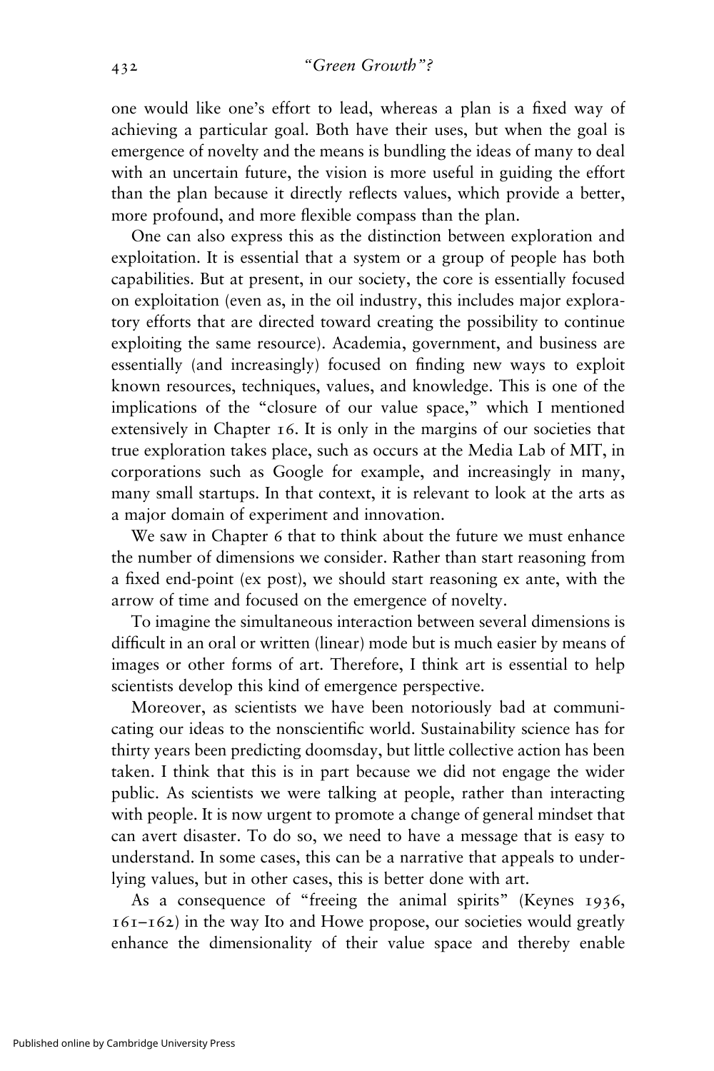one would like one's effort to lead, whereas a plan is a fixed way of achieving a particular goal. Both have their uses, but when the goal is emergence of novelty and the means is bundling the ideas of many to deal with an uncertain future, the vision is more useful in guiding the effort than the plan because it directly reflects values, which provide a better, more profound, and more flexible compass than the plan.

One can also express this as the distinction between exploration and exploitation. It is essential that a system or a group of people has both capabilities. But at present, in our society, the core is essentially focused on exploitation (even as, in the oil industry, this includes major exploratory efforts that are directed toward creating the possibility to continue exploiting the same resource). Academia, government, and business are essentially (and increasingly) focused on finding new ways to exploit known resources, techniques, values, and knowledge. This is one of the implications of the "closure of our value space," which I mentioned extensively in Chapter 16. It is only in the margins of our societies that true exploration takes place, such as occurs at the Media Lab of MIT, in corporations such as Google for example, and increasingly in many, many small startups. In that context, it is relevant to look at the arts as a major domain of experiment and innovation.

We saw in Chapter 6 that to think about the future we must enhance the number of dimensions we consider. Rather than start reasoning from a fixed end-point (ex post), we should start reasoning ex ante, with the arrow of time and focused on the emergence of novelty.

To imagine the simultaneous interaction between several dimensions is difficult in an oral or written (linear) mode but is much easier by means of images or other forms of art. Therefore, I think art is essential to help scientists develop this kind of emergence perspective.

Moreover, as scientists we have been notoriously bad at communicating our ideas to the nonscientific world. Sustainability science has for thirty years been predicting doomsday, but little collective action has been taken. I think that this is in part because we did not engage the wider public. As scientists we were talking at people, rather than interacting with people. It is now urgent to promote a change of general mindset that can avert disaster. To do so, we need to have a message that is easy to understand. In some cases, this can be a narrative that appeals to underlying values, but in other cases, this is better done with art.

As a consequence of "freeing the animal spirits" (Keynes 1936, 161–162) in the way Ito and Howe propose, our societies would greatly enhance the dimensionality of their value space and thereby enable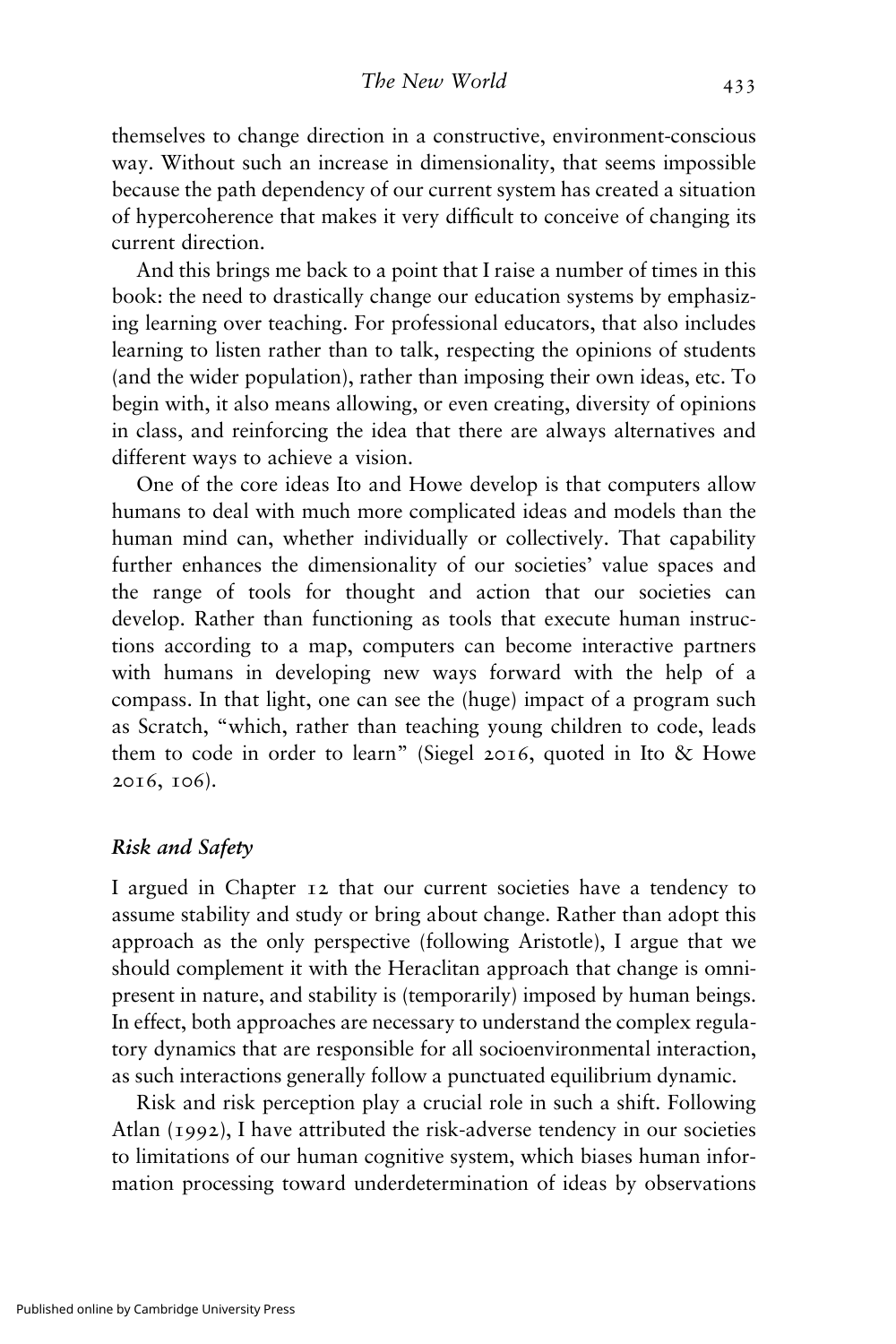themselves to change direction in a constructive, environment-conscious way. Without such an increase in dimensionality, that seems impossible because the path dependency of our current system has created a situation of hypercoherence that makes it very difficult to conceive of changing its current direction.

And this brings me back to a point that I raise a number of times in this book: the need to drastically change our education systems by emphasizing learning over teaching. For professional educators, that also includes learning to listen rather than to talk, respecting the opinions of students (and the wider population), rather than imposing their own ideas, etc. To begin with, it also means allowing, or even creating, diversity of opinions in class, and reinforcing the idea that there are always alternatives and different ways to achieve a vision.

One of the core ideas Ito and Howe develop is that computers allow humans to deal with much more complicated ideas and models than the human mind can, whether individually or collectively. That capability further enhances the dimensionality of our societies' value spaces and the range of tools for thought and action that our societies can develop. Rather than functioning as tools that execute human instructions according to a map, computers can become interactive partners with humans in developing new ways forward with the help of a compass. In that light, one can see the (huge) impact of a program such as Scratch, "which, rather than teaching young children to code, leads them to code in order to learn" (Siegel 2016, quoted in Ito & Howe 2016, 106).

### *Risk and Safety*

I argued in Chapter 12 that our current societies have a tendency to assume stability and study or bring about change. Rather than adopt this approach as the only perspective (following Aristotle), I argue that we should complement it with the Heraclitan approach that change is omnipresent in nature, and stability is (temporarily) imposed by human beings. In effect, both approaches are necessary to understand the complex regulatory dynamics that are responsible for all socioenvironmental interaction, as such interactions generally follow a punctuated equilibrium dynamic.

Risk and risk perception play a crucial role in such a shift. Following Atlan (1992), I have attributed the risk-adverse tendency in our societies to limitations of our human cognitive system, which biases human information processing toward underdetermination of ideas by observations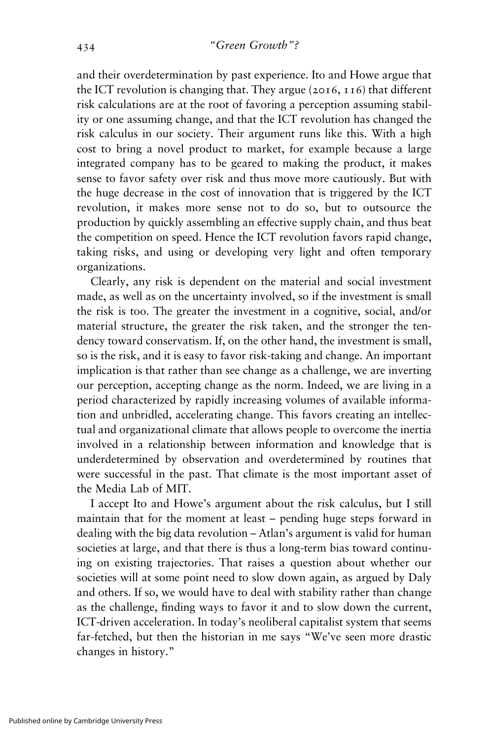and their overdetermination by past experience. Ito and Howe argue that the ICT revolution is changing that. They argue (2016, 116) that different risk calculations are at the root of favoring a perception assuming stability or one assuming change, and that the ICT revolution has changed the risk calculus in our society. Their argument runs like this. With a high cost to bring a novel product to market, for example because a large integrated company has to be geared to making the product, it makes sense to favor safety over risk and thus move more cautiously. But with the huge decrease in the cost of innovation that is triggered by the ICT revolution, it makes more sense not to do so, but to outsource the production by quickly assembling an effective supply chain, and thus beat the competition on speed. Hence the ICT revolution favors rapid change, taking risks, and using or developing very light and often temporary organizations.

Clearly, any risk is dependent on the material and social investment made, as well as on the uncertainty involved, so if the investment is small the risk is too. The greater the investment in a cognitive, social, and/or material structure, the greater the risk taken, and the stronger the tendency toward conservatism. If, on the other hand, the investment is small, so is the risk, and it is easy to favor risk-taking and change. An important implication is that rather than see change as a challenge, we are inverting our perception, accepting change as the norm. Indeed, we are living in a period characterized by rapidly increasing volumes of available information and unbridled, accelerating change. This favors creating an intellectual and organizational climate that allows people to overcome the inertia involved in a relationship between information and knowledge that is underdetermined by observation and overdetermined by routines that were successful in the past. That climate is the most important asset of the Media Lab of MIT.

I accept Ito and Howe's argument about the risk calculus, but I still maintain that for the moment at least – pending huge steps forward in dealing with the big data revolution – Atlan's argument is valid for human societies at large, and that there is thus a long-term bias toward continuing on existing trajectories. That raises a question about whether our societies will at some point need to slow down again, as argued by Daly and others. If so, we would have to deal with stability rather than change as the challenge, finding ways to favor it and to slow down the current, ICT-driven acceleration. In today's neoliberal capitalist system that seems far-fetched, but then the historian in me says "We've seen more drastic changes in history."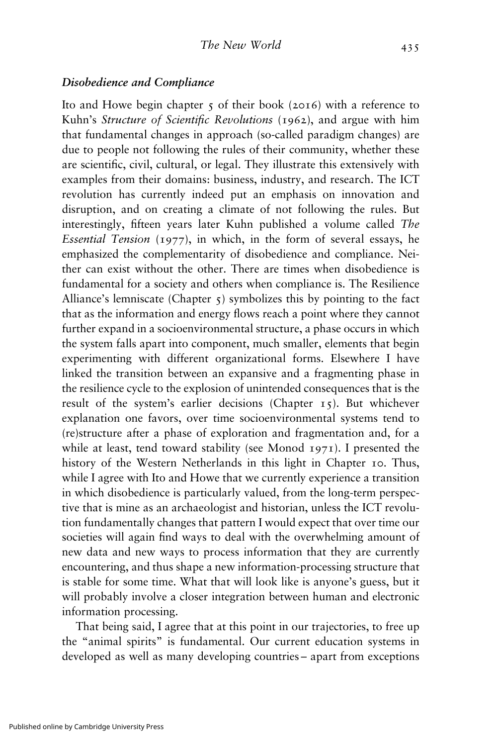### *Disobedience and Compliance*

Ito and Howe begin chapter 5 of their book (2016) with a reference to Kuhn's *Structure of Scientific Revolutions* (1962), and argue with him that fundamental changes in approach (so-called paradigm changes) are due to people not following the rules of their community, whether these are scientific, civil, cultural, or legal. They illustrate this extensively with examples from their domains: business, industry, and research. The ICT revolution has currently indeed put an emphasis on innovation and disruption, and on creating a climate of not following the rules. But interestingly, fifteen years later Kuhn published a volume called *The Essential Tension* (1977), in which, in the form of several essays, he emphasized the complementarity of disobedience and compliance. Neither can exist without the other. There are times when disobedience is fundamental for a society and others when compliance is. The Resilience Alliance's lemniscate (Chapter 5) symbolizes this by pointing to the fact that as the information and energy flows reach a point where they cannot further expand in a socioenvironmental structure, a phase occurs in which the system falls apart into component, much smaller, elements that begin experimenting with different organizational forms. Elsewhere I have linked the transition between an expansive and a fragmenting phase in the resilience cycle to the explosion of unintended consequences that is the result of the system's earlier decisions (Chapter 15). But whichever explanation one favors, over time socioenvironmental systems tend to (re)structure after a phase of exploration and fragmentation and, for a while at least, tend toward stability (see Monod 1971). I presented the history of the Western Netherlands in this light in Chapter 10. Thus, while I agree with Ito and Howe that we currently experience a transition in which disobedience is particularly valued, from the long-term perspective that is mine as an archaeologist and historian, unless the ICT revolution fundamentally changes that pattern I would expect that over time our societies will again find ways to deal with the overwhelming amount of new data and new ways to process information that they are currently encountering, and thus shape a new information-processing structure that is stable for some time. What that will look like is anyone's guess, but it will probably involve a closer integration between human and electronic information processing.

That being said, I agree that at this point in our trajectories, to free up the "animal spirits" is fundamental. Our current education systems in developed as well as many developing countries – apart from exceptions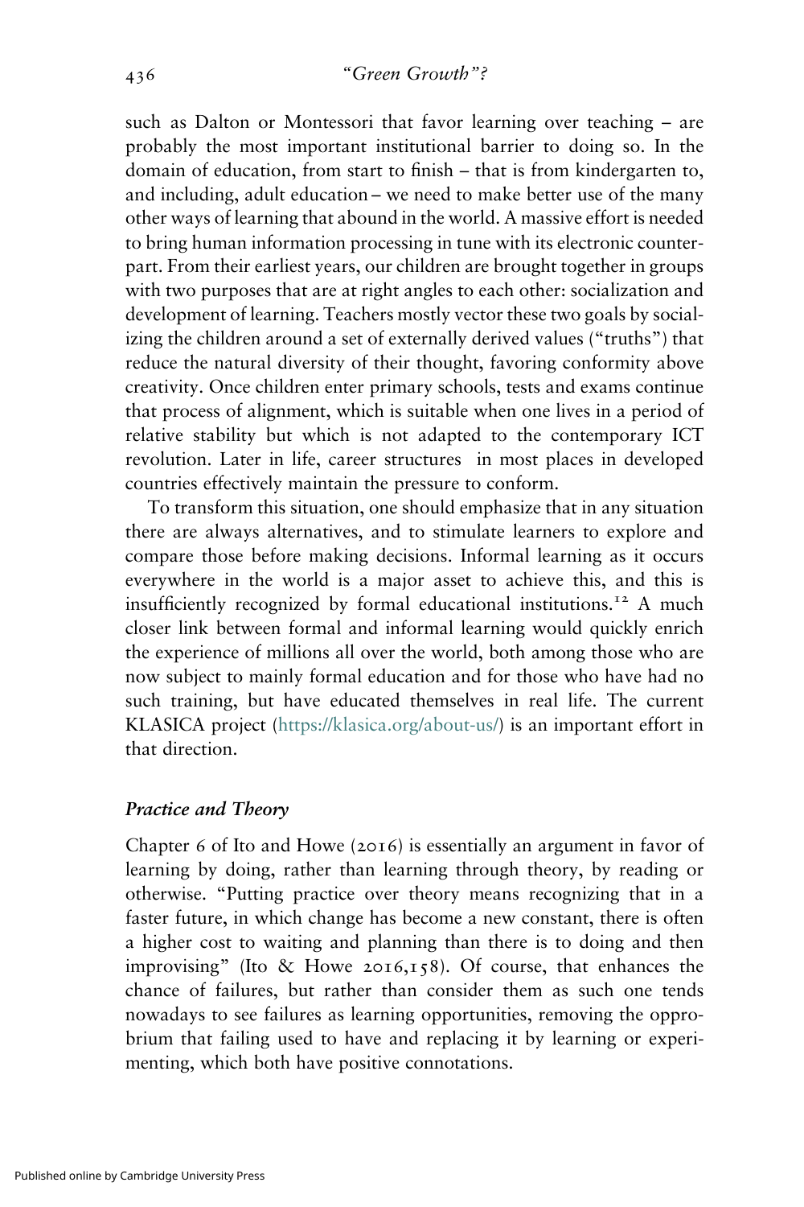such as Dalton or Montessori that favor learning over teaching – are probably the most important institutional barrier to doing so. In the domain of education, from start to finish – that is from kindergarten to, and including, adult education – we need to make better use of the many other ways of learning that abound in the world. A massive effort is needed to bring human information processing in tune with its electronic counterpart. From their earliest years, our children are brought together in groups with two purposes that are at right angles to each other: socialization and development of learning. Teachers mostly vector these two goals by socializing the children around a set of externally derived values ("truths") that reduce the natural diversity of their thought, favoring conformity above creativity. Once children enter primary schools, tests and exams continue that process of alignment, which is suitable when one lives in a period of relative stability but which is not adapted to the contemporary ICT revolution. Later in life, career structures in most places in developed countries effectively maintain the pressure to conform.

To transform this situation, one should emphasize that in any situation there are always alternatives, and to stimulate learners to explore and compare those before making decisions. Informal learning as it occurs everywhere in the world is a major asset to achieve this, and this is insufficiently recognized by formal educational institutions.[12] A much closer link between formal and informal learning would quickly enrich the experience of millions all over the world, both among those who are now subject to mainly formal education and for those who have had no such training, but have educated themselves in real life. The current KLASICA project (https://klasica.org/about-us/) is an important effort in that direction.

### *Practice and Theory*

Chapter 6 of Ito and Howe (2016) is essentially an argument in favor of learning by doing, rather than learning through theory, by reading or otherwise. "Putting practice over theory means recognizing that in a faster future, in which change has become a new constant, there is often a higher cost to waiting and planning than there is to doing and then improvising" (Ito & Howe 2016,158). Of course, that enhances the chance of failures, but rather than consider them as such one tends nowadays to see failures as learning opportunities, removing the opprobrium that failing used to have and replacing it by learning or experimenting, which both have positive connotations.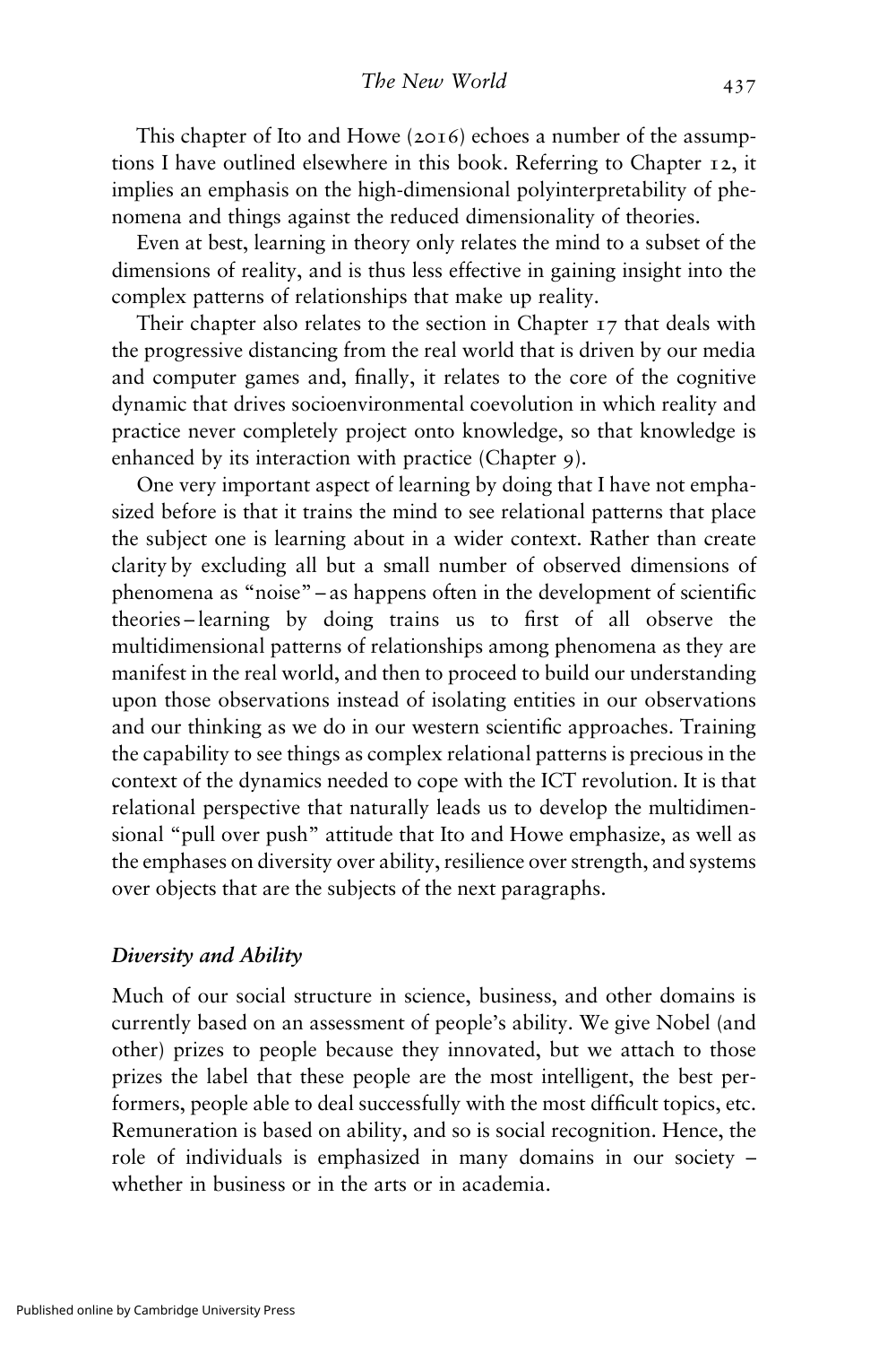This chapter of Ito and Howe (2016) echoes a number of the assumptions I have outlined elsewhere in this book. Referring to Chapter 12, it implies an emphasis on the high-dimensional polyinterpretability of phenomena and things against the reduced dimensionality of theories.

Even at best, learning in theory only relates the mind to a subset of the dimensions of reality, and is thus less effective in gaining insight into the complex patterns of relationships that make up reality.

Their chapter also relates to the section in Chapter 17 that deals with the progressive distancing from the real world that is driven by our media and computer games and, finally, it relates to the core of the cognitive dynamic that drives socioenvironmental coevolution in which reality and practice never completely project onto knowledge, so that knowledge is enhanced by its interaction with practice (Chapter 9).

One very important aspect of learning by doing that I have not emphasized before is that it trains the mind to see relational patterns that place the subject one is learning about in a wider context. Rather than create clarity by excluding all but a small number of observed dimensions of phenomena as "noise" – as happens often in the development of scientific theories – learning by doing trains us to first of all observe the multidimensional patterns of relationships among phenomena as they are manifest in the real world, and then to proceed to build our understanding upon those observations instead of isolating entities in our observations and our thinking as we do in our western scientific approaches. Training the capability to see things as complex relational patterns is precious in the context of the dynamics needed to cope with the ICT revolution. It is that relational perspective that naturally leads us to develop the multidimensional "pull over push" attitude that Ito and Howe emphasize, as well as the emphases on diversity over ability, resilience over strength, and systems over objects that are the subjects of the next paragraphs.

### *Diversity and Ability*

Much of our social structure in science, business, and other domains is currently based on an assessment of people's ability. We give Nobel (and other) prizes to people because they innovated, but we attach to those prizes the label that these people are the most intelligent, the best performers, people able to deal successfully with the most difficult topics, etc. Remuneration is based on ability, and so is social recognition. Hence, the role of individuals is emphasized in many domains in our society – whether in business or in the arts or in academia.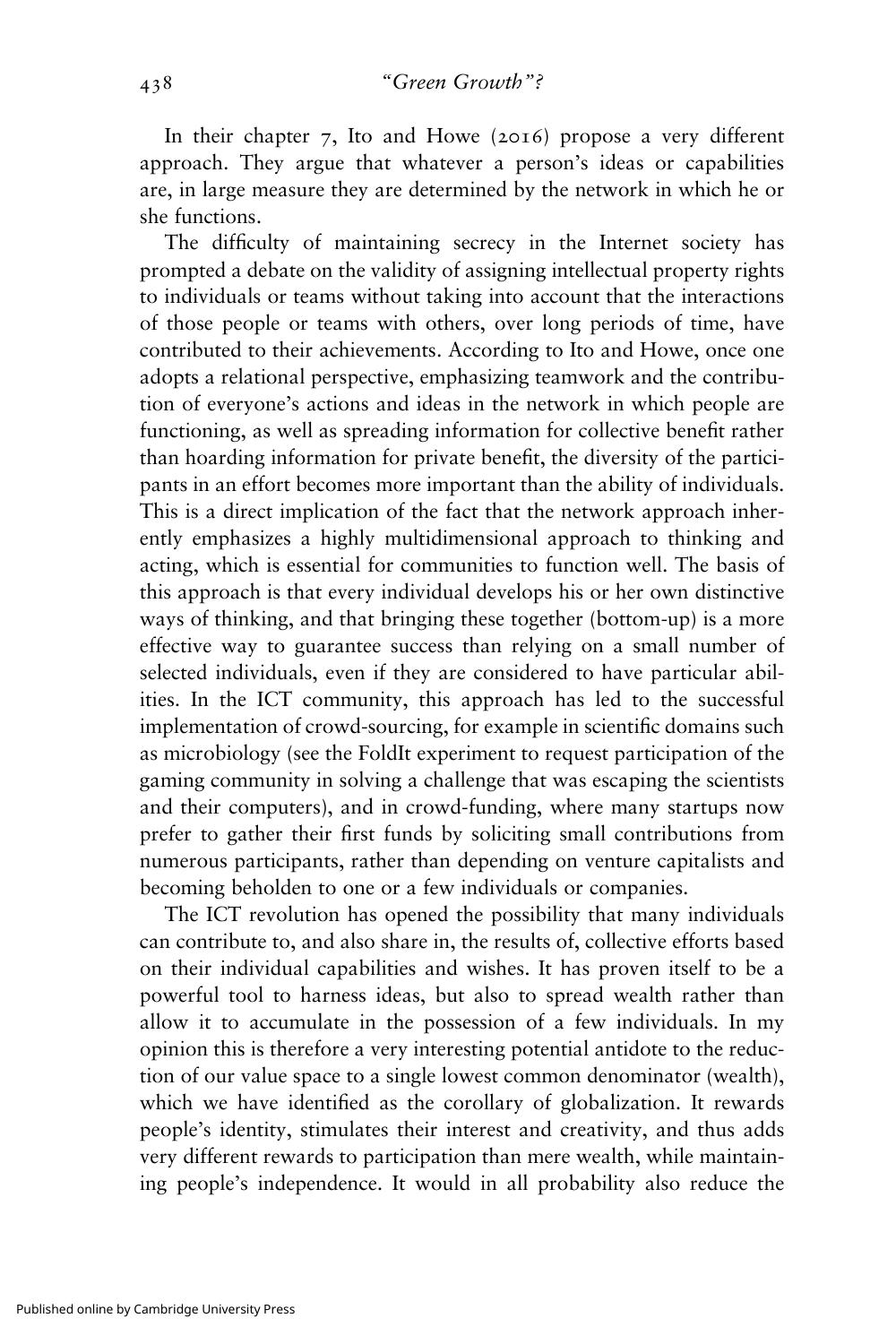In their chapter 7, Ito and Howe (2016) propose a very different approach. They argue that whatever a person's ideas or capabilities are, in large measure they are determined by the network in which he or she functions.

The difficulty of maintaining secrecy in the Internet society has prompted a debate on the validity of assigning intellectual property rights to individuals or teams without taking into account that the interactions of those people or teams with others, over long periods of time, have contributed to their achievements. According to Ito and Howe, once one adopts a relational perspective, emphasizing teamwork and the contribution of everyone's actions and ideas in the network in which people are functioning, as well as spreading information for collective benefit rather than hoarding information for private benefit, the diversity of the participants in an effort becomes more important than the ability of individuals. This is a direct implication of the fact that the network approach inherently emphasizes a highly multidimensional approach to thinking and acting, which is essential for communities to function well. The basis of this approach is that every individual develops his or her own distinctive ways of thinking, and that bringing these together (bottom-up) is a more effective way to guarantee success than relying on a small number of selected individuals, even if they are considered to have particular abilities. In the ICT community, this approach has led to the successful implementation of crowd-sourcing, for example in scientific domains such as microbiology (see the FoldIt experiment to request participation of the gaming community in solving a challenge that was escaping the scientists and their computers), and in crowd-funding, where many startups now prefer to gather their first funds by soliciting small contributions from numerous participants, rather than depending on venture capitalists and becoming beholden to one or a few individuals or companies.

The ICT revolution has opened the possibility that many individuals can contribute to, and also share in, the results of, collective efforts based on their individual capabilities and wishes. It has proven itself to be a powerful tool to harness ideas, but also to spread wealth rather than allow it to accumulate in the possession of a few individuals. In my opinion this is therefore a very interesting potential antidote to the reduction of our value space to a single lowest common denominator (wealth), which we have identified as the corollary of globalization. It rewards people's identity, stimulates their interest and creativity, and thus adds very different rewards to participation than mere wealth, while maintaining people's independence. It would in all probability also reduce the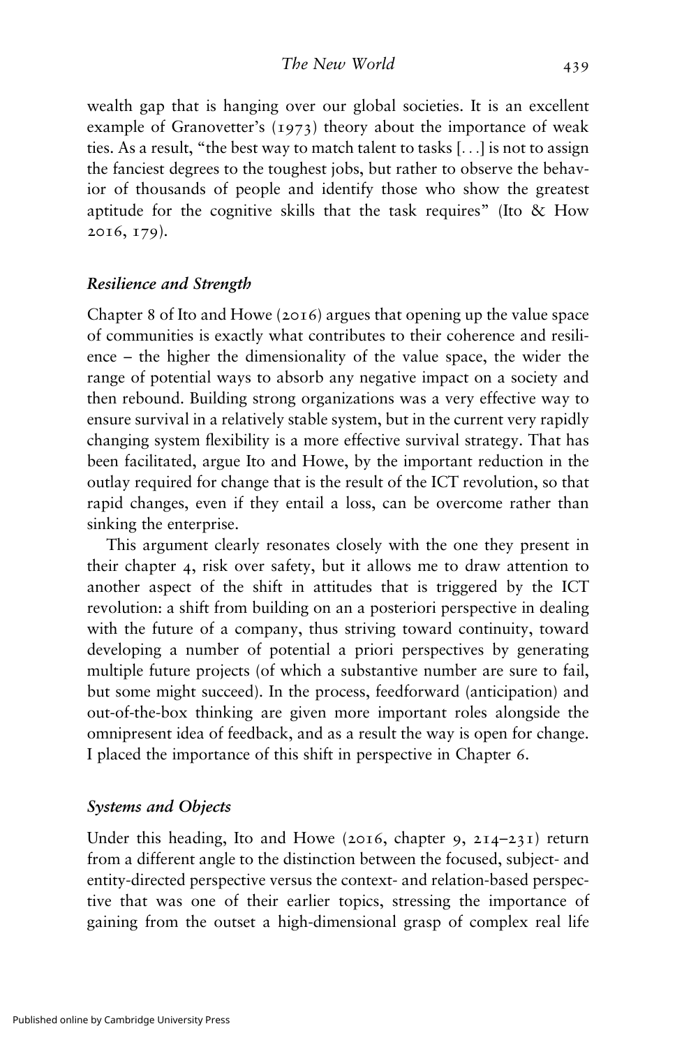wealth gap that is hanging over our global societies. It is an excellent example of Granovetter's (1973) theory about the importance of weak ties. As a result, "the best way to match talent to tasks […] is not to assign the fanciest degrees to the toughest jobs, but rather to observe the behavior of thousands of people and identify those who show the greatest aptitude for the cognitive skills that the task requires" (Ito & How 2016, 179).

### *Resilience and Strength*

Chapter 8 of Ito and Howe (2016) argues that opening up the value space of communities is exactly what contributes to their coherence and resilience – the higher the dimensionality of the value space, the wider the range of potential ways to absorb any negative impact on a society and then rebound. Building strong organizations was a very effective way to ensure survival in a relatively stable system, but in the current very rapidly changing system flexibility is a more effective survival strategy. That has been facilitated, argue Ito and Howe, by the important reduction in the outlay required for change that is the result of the ICT revolution, so that rapid changes, even if they entail a loss, can be overcome rather than sinking the enterprise.

This argument clearly resonates closely with the one they present in their chapter 4, risk over safety, but it allows me to draw attention to another aspect of the shift in attitudes that is triggered by the ICT revolution: a shift from building on an a posteriori perspective in dealing with the future of a company, thus striving toward continuity, toward developing a number of potential a priori perspectives by generating multiple future projects (of which a substantive number are sure to fail, but some might succeed). In the process, feedforward (anticipation) and out-of-the-box thinking are given more important roles alongside the omnipresent idea of feedback, and as a result the way is open for change. I placed the importance of this shift in perspective in Chapter 6.

### *Systems and Objects*

Under this heading, Ito and Howe (2016, chapter 9, 214–231) return from a different angle to the distinction between the focused, subject- and entity-directed perspective versus the context- and relation-based perspective that was one of their earlier topics, stressing the importance of gaining from the outset a high-dimensional grasp of complex real life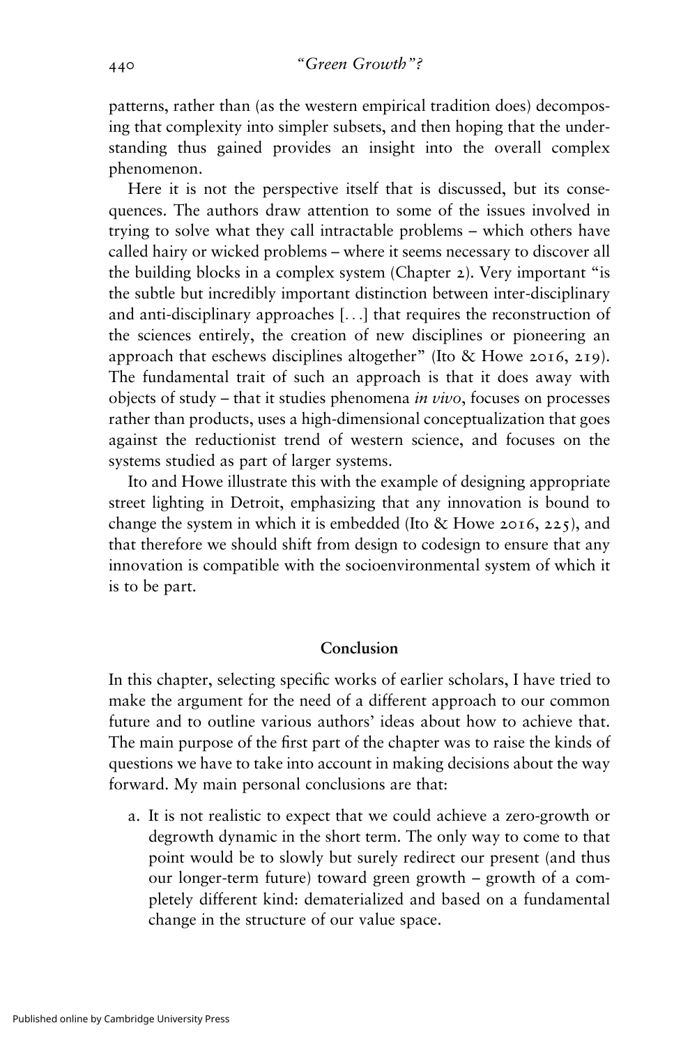patterns, rather than (as the western empirical tradition does) decomposing that complexity into simpler subsets, and then hoping that the understanding thus gained provides an insight into the overall complex phenomenon.

Here it is not the perspective itself that is discussed, but its consequences. The authors draw attention to some of the issues involved in trying to solve what they call intractable problems – which others have called hairy or wicked problems – where it seems necessary to discover all the building blocks in a complex system (Chapter 2). Very important "is the subtle but incredibly important distinction between inter-disciplinary and anti-disciplinary approaches [...] that requires the reconstruction of the sciences entirely, the creation of new disciplines or pioneering an approach that eschews disciplines altogether" (Ito & Howe 2016, 219). The fundamental trait of such an approach is that it does away with objects of study – that it studies phenomena *in vivo*, focuses on processes rather than products, uses a high-dimensional conceptualization that goes against the reductionist trend of western science, and focuses on the systems studied as part of larger systems.

Ito and Howe illustrate this with the example of designing appropriate street lighting in Detroit, emphasizing that any innovation is bound to change the system in which it is embedded (Ito & Howe 2016, 225), and that therefore we should shift from design to codesign to ensure that any innovation is compatible with the socioenvironmental system of which it is to be part.

## Conclusion

In this chapter, selecting specific works of earlier scholars, I have tried to make the argument for the need of a different approach to our common future and to outline various authors' ideas about how to achieve that. The main purpose of the first part of the chapter was to raise the kinds of questions we have to take into account in making decisions about the way forward. My main personal conclusions are that:

a. It is not realistic to expect that we could achieve a zero-growth or degrowth dynamic in the short term. The only way to come to that point would be to slowly but surely redirect our present (and thus our longer-term future) toward green growth – growth of a completely different kind: dematerialized and based on a fundamental change in the structure of our value space.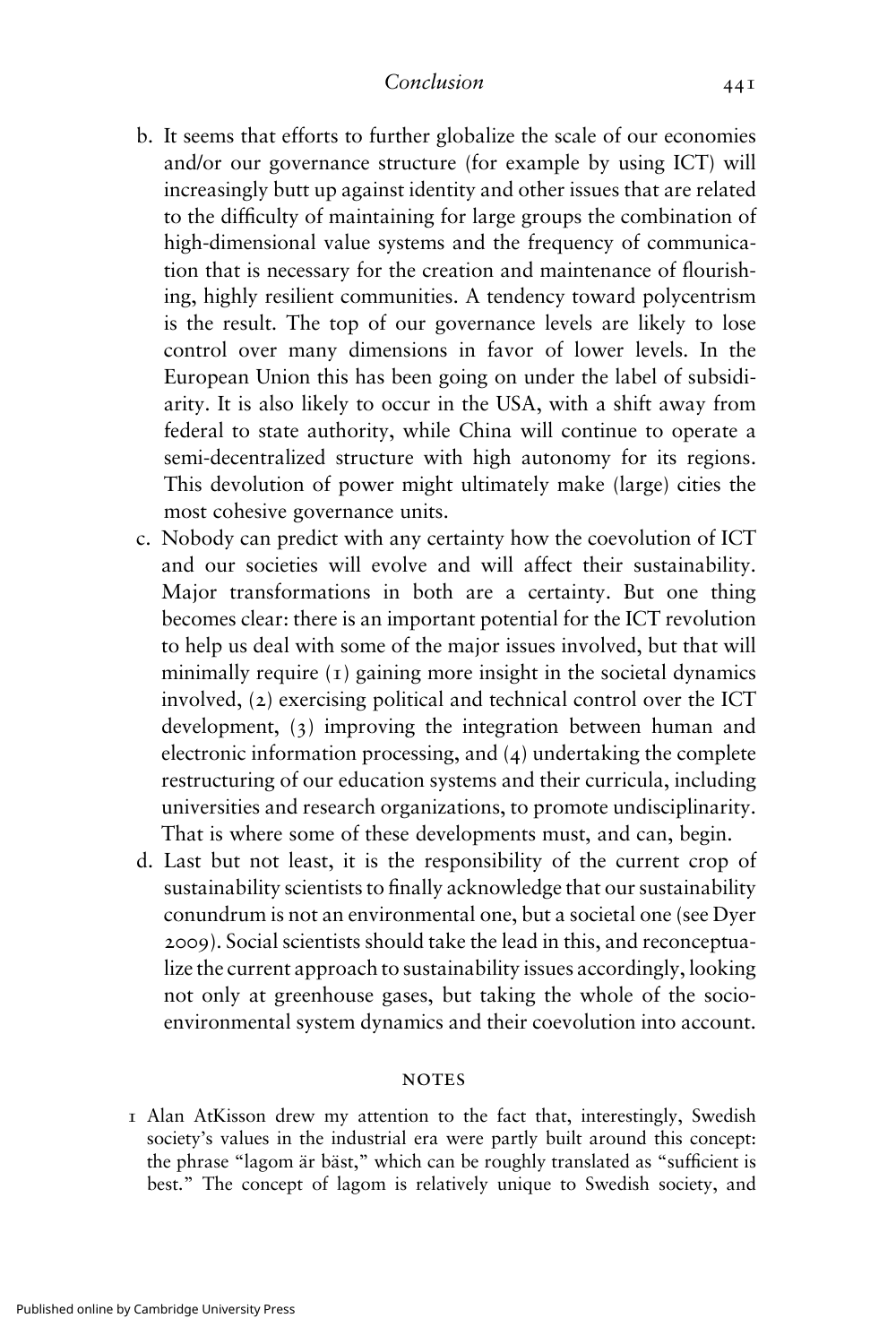b. It seems that efforts to further globalize the scale of our economies and/or our governance structure (for example by using ICT) will increasingly butt up against identity and other issues that are related to the difficulty of maintaining for large groups the combination of high-dimensional value systems and the frequency of communication that is necessary for the creation and maintenance of flourishing, highly resilient communities. A tendency toward polycentrism is the result. The top of our governance levels are likely to lose control over many dimensions in favor of lower levels. In the European Union this has been going on under the label of subsidiarity. It is also likely to occur in the USA, with a shift away from federal to state authority, while China will continue to operate a semi-decentralized structure with high autonomy for its regions. This devolution of power might ultimately make (large) cities the most cohesive governance units.

c. Nobody can predict with any certainty how the coevolution of ICT and our societies will evolve and will affect their sustainability. Major transformations in both are a certainty. But one thing becomes clear: there is an important potential for the ICT revolution to help us deal with some of the major issues involved, but that will minimally require (1) gaining more insight in the societal dynamics involved, (2) exercising political and technical control over the ICT development, (3) improving the integration between human and electronic information processing, and (4) undertaking the complete restructuring of our education systems and their curricula, including universities and research organizations, to promote undisciplinarity. That is where some of these developments must, and can, begin.

d. Last but not least, it is the responsibility of the current crop of sustainability scientists to finally acknowledge that our sustainability conundrum is not an environmental one, but a societal one (see Dyer 2009). Social scientists should take the lead in this, and reconceptualize the current approach to sustainability issues accordingly, looking not only at greenhouse gases, but taking the whole of the socio-environmental system dynamics and their coevolution into account.

## NOTES

1 Alan AtKisson drew my attention to the fact that, interestingly, Swedish society's values in the industrial era were partly built around this concept: the phrase "lagom är bäst," which can be roughly translated as "sufficient is best." The concept of lagom is relatively unique to Swedish society, and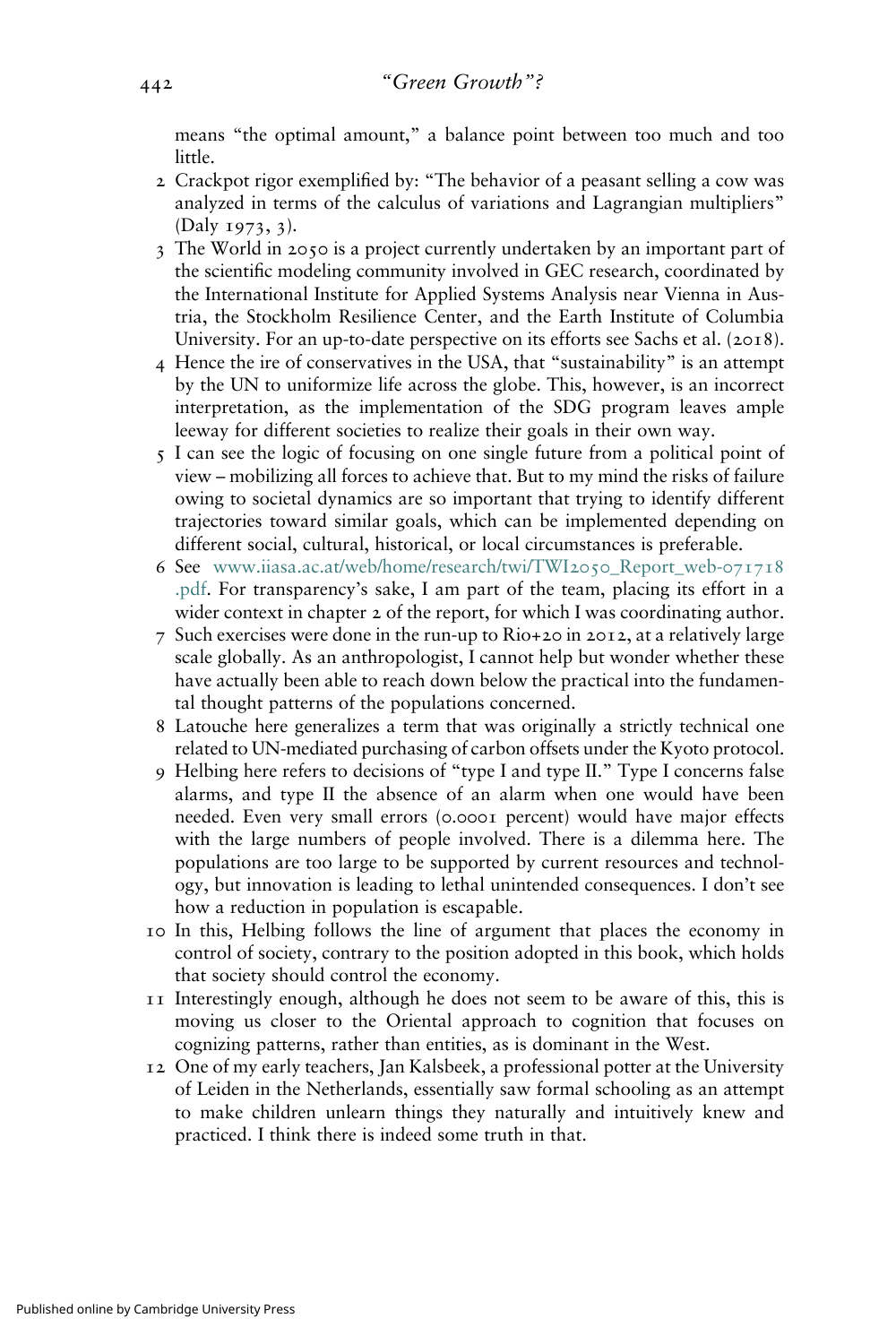means "the optimal amount," a balance point between too much and too little.

2 Crackpot rigor exemplified by: "The behavior of a peasant selling a cow was analyzed in terms of the calculus of variations and Lagrangian multipliers" (Daly 1973, 3).

3 The World in 2050 is a project currently undertaken by an important part of the scientific modeling community involved in GEC research, coordinated by the International Institute for Applied Systems Analysis near Vienna in Austria, the Stockholm Resilience Center, and the Earth Institute of Columbia University. For an up-to-date perspective on its efforts see Sachs et al. (2018).

4 Hence the ire of conservatives in the USA, that "sustainability" is an attempt by the UN to uniformize life across the globe. This, however, is an incorrect interpretation, as the implementation of the SDG program leaves ample leeway for different societies to realize their goals in their own way.

5 I can see the logic of focusing on one single future from a political point of view – mobilizing all forces to achieve that. But to my mind the risks of failure owing to societal dynamics are so important that trying to identify different trajectories toward similar goals, which can be implemented depending on different social, cultural, historical, or local circumstances is preferable.

6 See www.iiasa.ac.at/web/home/research/twi/TWI2050_Report_web-071718.pdf. For transparency's sake, I am part of the team, placing its effort in a wider context in chapter 2 of the report, for which I was coordinating author.

7 Such exercises were done in the run-up to Rio+20 in 2012, at a relatively large scale globally. As an anthropologist, I cannot help but wonder whether these have actually been able to reach down below the practical into the fundamental thought patterns of the populations concerned.

8 Latouche here generalizes a term that was originally a strictly technical one related to UN-mediated purchasing of carbon offsets under the Kyoto protocol.

9 Helbing here refers to decisions of "type I and type II." Type I concerns false alarms, and type II the absence of an alarm when one would have been needed. Even very small errors (0.0001 percent) would have major effects with the large numbers of people involved. There is a dilemma here. The populations are too large to be supported by current resources and technology, but innovation is leading to lethal unintended consequences. I don't see how a reduction in population is escapable.

10 In this, Helbing follows the line of argument that places the economy in control of society, contrary to the position adopted in this book, which holds that society should control the economy.

11 Interestingly enough, although he does not seem to be aware of this, this is moving us closer to the Oriental approach to cognition that focuses on cognizing patterns, rather than entities, as is dominant in the West.

12 One of my early teachers, Jan Kalsbeek, a professional potter at the University of Leiden in the Netherlands, essentially saw formal schooling as an attempt to make children unlearn things they naturally and intuitively knew and practiced. I think there is indeed some truth in that.